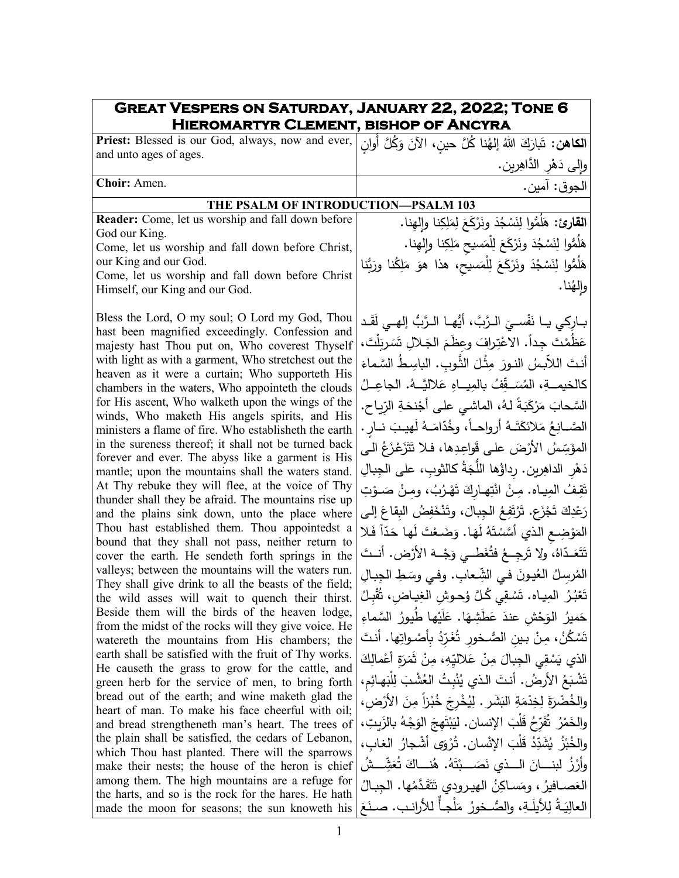| Great Vespers on Saturday, January 22, 2022; Tone 6<br>Hieromartyr Clement, bishop of Ancyra | |
|---|---|
| **Priest:** Blessed is our God, always, now and ever, and unto ages of ages. | **الكاهن:** تَبارَكَ اللهُ إِلهُنا كُلَّ حينٍ، الآنَ وَكُلَّ أَوانٍ وإِلى دَهْرِ الدَّاهِرين. |
| **Choir:** Amen. | الجوق: آمين. |
| **THE PSALM OF INTRODUCTION—PSALM 103** | |
| **Reader:** Come, let us worship and fall down before God our King.<br>Come, let us worship and fall down before Christ, our King and our God.<br>Come, let us worship and fall down before Christ Himself, our King and our God.<br><br>Bless the Lord, O my soul; O Lord my God, Thou hast been magnified exceedingly. Confession and majesty hast Thou put on, Who coverest Thyself with light as with a garment, Who stretchest out the heaven as it were a curtain; Who supporteth His chambers in the waters, Who appointeth the clouds for His ascent, Who walketh upon the wings of the winds, Who maketh His angels spirits, and His ministers a flame of fire. Who establisheth the earth in the sureness thereof; it shall not be turned back forever and ever. The abyss like a garment is His mantle; upon the mountains shall the waters stand. At Thy rebuke they will flee, at the voice of Thy thunder shall they be afraid. The mountains rise up and the plains sink down, unto the place where Thou hast established them. Thou appointedst a bound that they shall not pass, neither return to cover the earth. He sendeth forth springs in the valleys; between the mountains will the waters run. They shall give drink to all the beasts of the field; the wild asses will wait to quench their thirst. Beside them will the birds of the heaven lodge, from the midst of the rocks will they give voice. He watereth the mountains from His chambers; the earth shall be satisfied with the fruit of Thy works. He causeth the grass to grow for the cattle, and green herb for the service of men, to bring forth bread out of the earth; and wine maketh glad the heart of man. To make his face cheerful with oil; and bread strengtheneth man's heart. The trees of the plain shall be satisfied, the cedars of Lebanon, which Thou hast planted. There will the sparrows make their nests; the house of the heron is chief among them. The high mountains are a refuge for the harts, and so is the rock for the hares. He hath made the moon for seasons; the sun knoweth his | **القارئ:** هَلُمُّوا لِنَسْجُدَ ونَرْكَعَ لِمَلِكِنا وإِلهِنا.<br>هَلُمُّوا لِنَسْجُدَ ونَرْكَعَ لِلْمَسيحِ مَلِكِنا وإِلهِنا.<br>هَلُمُّوا لِنَسْجُدَ ونَرْكَعَ لِلْمَسيحِ، هذا هوَ مَلِكُنا ورَبُّنا وإِلهُنا.<br><br>بـارِكي يـا نَفْسـيَ الـرَّبَّ، أَيُّهـا الـرَّبُّ إلهـي لَقَـد عَظُمْتَ جِداً. الاعْتِرافَ وعِظَمَ الجَـلالِ تَسَربَلْتَ، أنـتَ اللاّبِسُ النـورَ مِثْـلَ الثَّـوبِ. الباسِطُ السَّماءَ كالخيمــةِ، المُسَــقِّفُ بالمِيــاهِ عَلاليَّــهُ. الجاعِــلُ السَّحابَ مَرْكَبَةً لـهُ، الماشـي على أجْنحَـةِ الرِّيـاح. الصَّــانِعُ مَلائكَتَــهُ أرواحــاً، وخُدّامَــهُ لَهيـبَ نــارٍ. المؤَسِّسُ الأرْضَ علـى قَواعِدِها، فلا تَتَزَعْزَعُ الـى دَهْرِ الداهِرين. رِداؤُها اللُّجَةُ كالثوبِ، على الجِبالِ تَقِفُ المِيـاه. مِـنْ انْتِهـارِكَ تَهْـرُبُ، ومِـنْ صَـوْتِ رَعْدِكَ تَجْزَع. تَرْتَفِعُ الجِبالَ، وتَنْخَفِضُ البِقاعَ إلـى المَوْضِعِ الذي أسَّسْتَهُ لَهَا. وَضَـعْتَ لَها حَدّاً فَلا تَتَعَـدّاهُ، ولا تَرجِــعُ فتُغَطّــي وَجْــهَ الأرْض. أنــتَ المُرسِلُ العُيـونَ فـي الشِّـعابِ. وفـي وسَـطِ الجِبـالِ تَعْبُرُ المِيـاه. تَسْقِي كُـلَّ وُحـوشِ الغِيـاضِ، تُقْبِـلُ حَميرُ الوَحْشِ عندَ عَطَشِهَا. عَلَيْها طُيورُ السَّماءِ تَسْكُنُ، مِنْ بـينِ الصُّـخورِ تُغَرِّدُ بأصْـواتِها. أنـتَ الذي يَسْقِي الجِبالَ مِنْ عَلاليّهِ، مِنْ ثَمَرَةِ أعْمالِكَ تَشْبَعُ الأرضُ. أنـتَ الـذي يُنْبِتُ العُشْبَ لِلْبَهـائِمِ، والخُضْرَةَ لِخِدْمَةِ البَشَرِ. لِيُخْرِجَ خُبْزاً مِنَ الأرْضِ، والخَمْرُ تُفَرِّحُ قَلْبَ الإنسان. لِيَبْتَهِجَ الوَجْهُ بالزَيتِ، والخُبْزُ يُشَدِّدُ قَلْبَ الإنْسان. تُرْوَى أشْجارُ الغابِ، وأرْزُ لبنــانَ الــذي نَصَــبْتَهُ. هُنــاكَ تُعَشِّــشُ العَصـافيرُ، ومَساكِنُ الهيـرودي تَتَقَدَّمُها. الجِبـالُ العالِيَـةُ لِلأيِلَـةِ، والصُّـخورُ مَلْجـأٌ للأرانـب. صـنَعَ |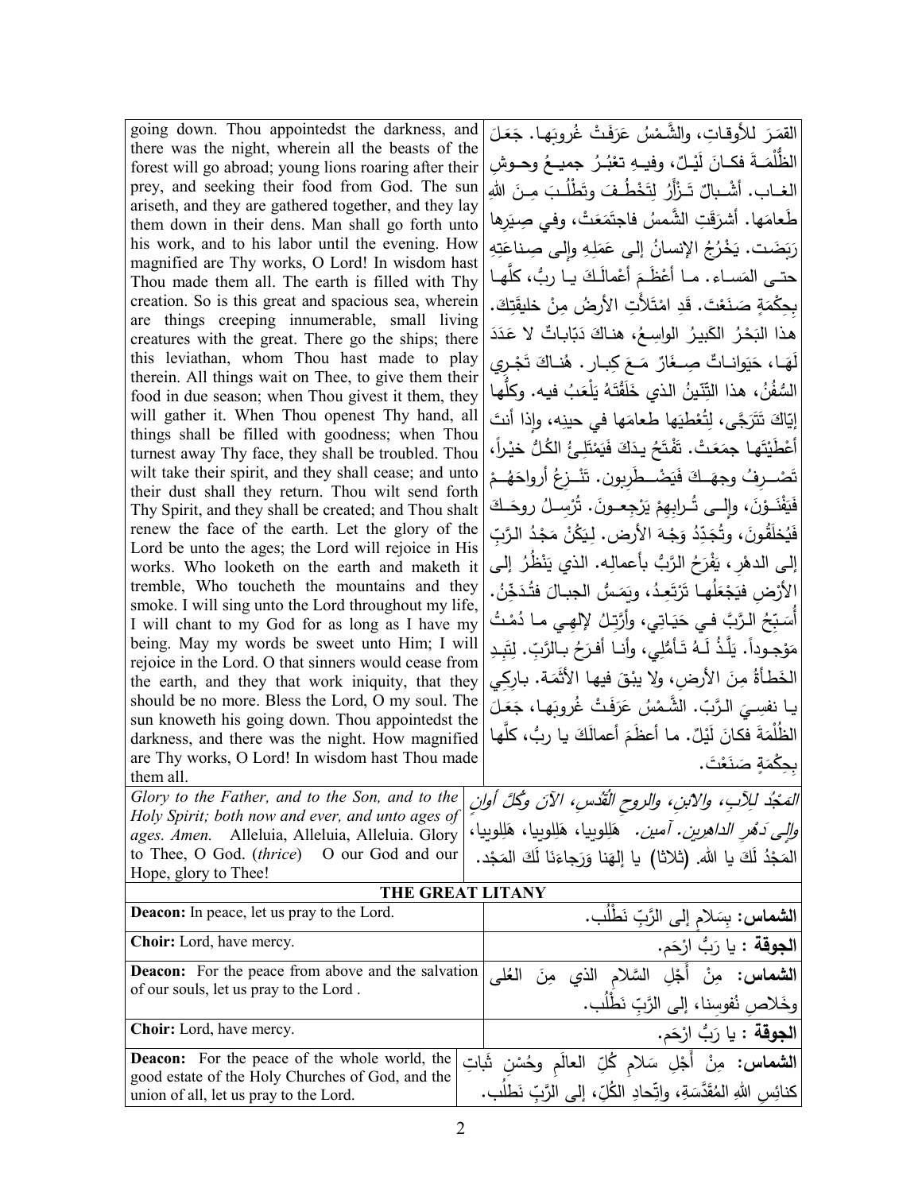| | |
|---|---|
| going down. Thou appointedst the darkness, and there was the night, wherein all the beasts of the forest will go abroad; young lions roaring after their prey, and seeking their food from God. The sun ariseth, and they are gathered together, and they lay them down in their dens. Man shall go forth unto his work, and to his labor until the evening. How magnified are Thy works, O Lord! In wisdom hast Thou made them all. The earth is filled with Thy creation. So is this great and spacious sea, wherein are things creeping innumerable, small living creatures with the great. There go the ships; there this leviathan, whom Thou hast made to play therein. All things wait on Thee, to give them their food in due season; when Thou givest it them, they will gather it. When Thou openest Thy hand, all things shall be filled with goodness; when Thou turnest away Thy face, they shall be troubled. Thou wilt take their spirit, and they shall cease; and unto their dust shall they return. Thou wilt send forth Thy Spirit, and they shall be created; and Thou shalt renew the face of the earth. Let the glory of the Lord be unto the ages; the Lord will rejoice in His works. Who looketh on the earth and maketh it tremble, Who toucheth the mountains and they smoke. I will sing unto the Lord throughout my life, I will chant to my God for as long as I have my being. May my words be sweet unto Him; I will rejoice in the Lord. O that sinners would cease from the earth, and they that work iniquity, that they should be no more. Bless the Lord, O my soul. The sun knoweth his going down. Thou appointedst the darkness, and there was the night. How magnified are Thy works, O Lord! In wisdom hast Thou made them all. | القمَرَ للأوقاتِ، والشَّمْسُ عَرَفَتْ غُروبَها. جَعَلَ الظُّلْمَةَ فكانَ لَيْلٌ، وفيهِ تعْبُرُ جميعُ وحوشِ الغاب. أشْبالٌ تَزْأَرُ لِتَخْطُفَ وتَطْلُبَ مِنَ اللهِ طَعامَها. أشرَقَتِ الشَّمسُ فاجتَمَعَتْ، وفي صِيَرِها رَبَضَت. يَخْرُجُ الإنسانُ إلى عَمَلِهِ وإلى صِناعَتِهِ حتى المَساء. ما أعْظَمَ أعْمالَكَ يا ربُّ، كلَّها بِحِكْمَةٍ صَنَعْتَ. قَدِ امْتَلأَتِ الأرضُ مِنْ خليقَتِكَ. هذا البَحْرُ الكَبيرُ الواسِعُ، هناكَ دَبّاباتٌ لا عَدَدَ لَهَا، حَيَوانَاتٌ صِغَارٌ مَعَ كِبار. هُناكَ تَجْري السُّفُنُ، هذا التِّنّينُ الذي خَلَقْتَهُ يَلْعَبُ فيه. وكلُّها إيّاكَ تَتَرَجَّى، لِتُعْطِيَها طعامَها في حينِه، وإذا أنتَ أعْطَيْتَها جمَعَتْ. تَفْتَحُ يدَكَ فَيَمْتَلِئُ الكُلُّ خيْراً، تَصْرِفُ وجهَكَ فَيَضْطَرِبون. تَنْزِعُ أرواحَهُمْ فَيَفْنَوْنَ، وإلى تُرابِهِمْ يَرْجِعونَ. تُرْسِلُ روحَكَ فَيُخلَقُونَ، وتُجَدِّدُ وَجْهَ الأرض. لِيَكُنْ مَجْدُ الرَّبِّ إلى الدهْرِ، يَفْرَحُ الرَّبُّ بأعمالِه. الذي يَنْظُرُ إلى الأرْضِ فيَجْعَلُها تَرْتَعِدُ، ويَمَسُّ الجبالَ فتُدَخِّنُ. أُسَبِّحُ الرَّبَّ في حَيَاتِي، وأُرَتِّلُ لإلهي ما دُمْتُ مَوْجوداً. يَلَذُّ لَهُ تَأمُّلِي، وأنا أفرَحُ بالرَّبِّ. لِتَبِدِ الخَطأةُ مِنَ الأرضِ، ولا يبْقَ فيها الأثَمَة. باركي يا نفسِيَ الرَّبّ. الشَّمْسُ عَرَفَتْ غُروبَها، جَعَلَ الظُّلْمَةَ فكانَ لَيْلٌ. ما أعظَمَ أعمالَكَ يا ربُّ، كلَّها بِحِكْمَةٍ صَنَعْتَ. |
| *Glory to the Father, and to the Son, and to the Holy Spirit; both now and ever, and unto ages of ages. Amen.* Alleluia, Alleluia, Alleluia. Glory to Thee, O God. (*thrice*) O our God and our Hope, glory to Thee! | *المَجْدُ للآبِ، والابنِ، والروحِ القُدُسِ، الآنَ وكُلَّ أوانٍ وإلى دَهْرِ الداهرين. آمين.* هَلِلويا، هَلِلويا، هَلِلويا، المَجْدُ لَكَ يا الله. (ثلاثا) يا إلهَنا وَرَجاءَنَا لَكَ المَجْد. |

## THE GREAT LITANY

| | |
|---|---|
| **Deacon:** In peace, let us pray to the Lord. | **الشماس:** بِسَلامٍ إلى الرَّبِّ نَطْلُب. |
| **Choir:** Lord, have mercy. | **الجوقة** : يا رَبُّ ارْحَم. |
| **Deacon:** For the peace from above and the salvation of our souls, let us pray to the Lord . | **الشماس:** مِنْ أَجْلِ السَّلامِ الذي مِنَ العُلى وخَلاصِ نُفوسِنا، إلى الرَّبِّ نَطْلُب. |
| **Choir:** Lord, have mercy. | **الجوقة** : يا رَبُّ ارْحَم. |
| **Deacon:** For the peace of the whole world, the good estate of the Holy Churches of God, and the union of all, let us pray to the Lord. | **الشماس:** مِنْ أَجْلِ سَلامِ كُلِّ العالَمِ وحُسْنِ ثَباتِ كنائِسِ اللهِ المُقَدَّسَةِ، واتّحادِ الكُلِّ، إلى الرَّبِّ نَطْلُب. |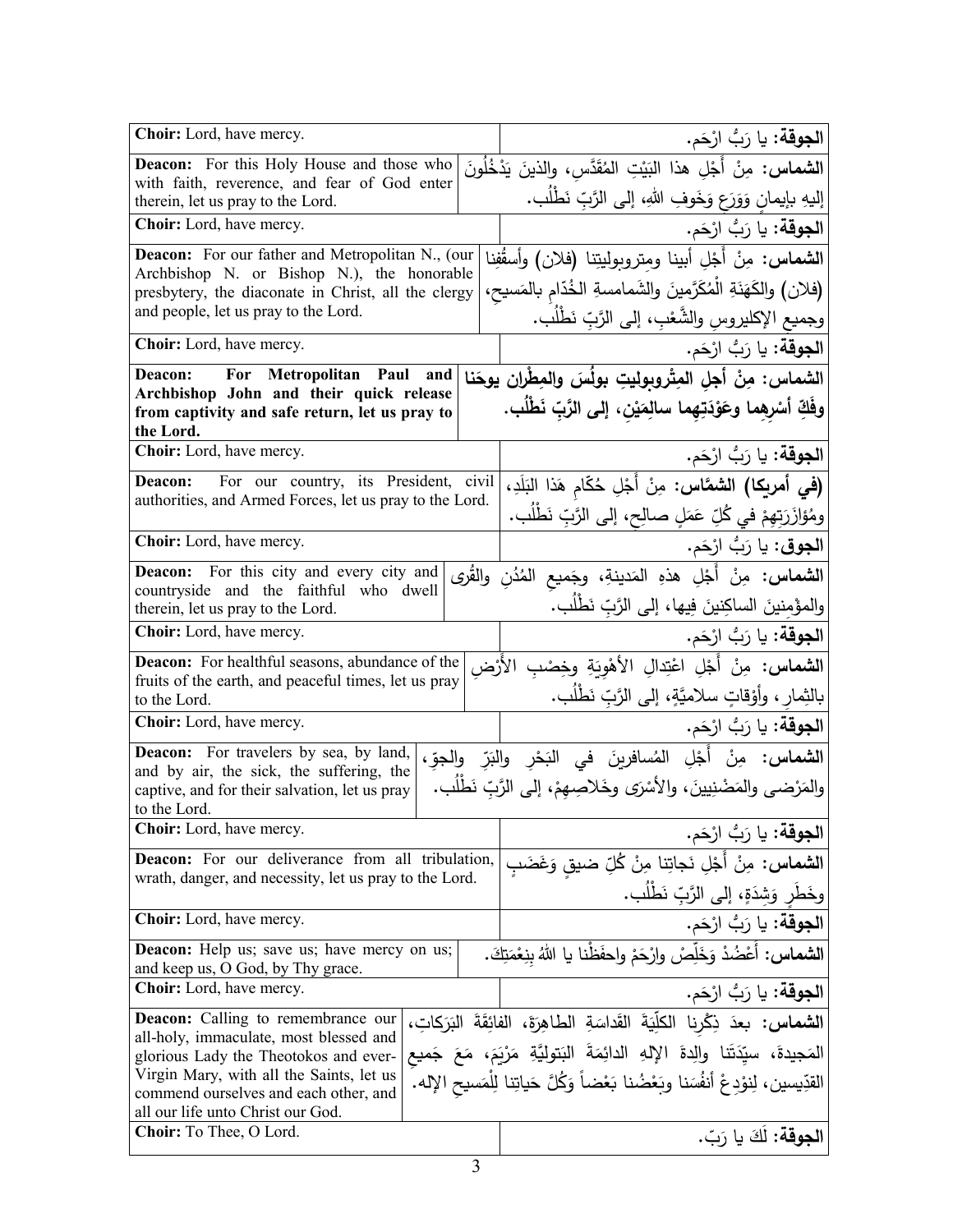| | |
|---|---|
| **Choir:** Lord, have mercy. | **الجوقة:** يا رَبُّ ارْحَم. |
| **Deacon:** For this Holy House and those who with faith, reverence, and fear of God enter therein, let us pray to the Lord. | **الشماس:** مِنْ أَجْلِ هذا البَيْتِ المُقَدَّسِ، والذينَ يَدْخُلُونَ إليهِ بإيمانٍ وَوَرَعٍ وَخَوفِ اللهِ، إلى الرَّبِّ نَطْلُب. |
| **Choir:** Lord, have mercy. | **الجوقة:** يا رَبُّ ارْحَم. |
| **Deacon:** For our father and Metropolitan N., (our Archbishop N. or Bishop N.), the honorable presbytery, the diaconate in Christ, all the clergy and people, let us pray to the Lord. | **الشماس:** مِنْ أَجْلِ أبينا ومتروبوليتنا (فلان) وأسقُفِنا (فلان) والكَهَنَةِ الْمُكَرَّمينَ والشَمامسةِ الخُدّامِ بالمَسيحِ، وجميعِ الإكليروسِ والشَّعْبِ، إلى الرَّبِّ نَطْلُب. |
| **Choir:** Lord, have mercy. | **الجوقة:** يا رَبُّ ارْحَم. |
| **Deacon: For Metropolitan Paul and Archbishop John and their quick release from captivity and safe return, let us pray to the Lord.** | **الشماس: مِنْ أجلِ المِتْروبوليتِ بولُسَ والمِطْرانِ يوحَنا وفَكِّ أسْرِهِما وعَوْدَتِهِما سالِمَيْنِ، إلى الرَّبِّ نَطْلُب.** |
| **Choir:** Lord, have mercy. | **الجوقة:** يا رَبُّ ارْحَم. |
| **Deacon:** For our country, its President, civil authorities, and Armed Forces, let us pray to the Lord. | **(في أمريكا) الشمَّاس:** مِنْ أَجْلِ حُكّامِ هَذا البَلَدِ، ومُؤازَرَتِهِمْ في كُلِّ عَمَلٍ صالِحٍ، إلى الرَّبِّ نَطْلُب. |
| **Choir:** Lord, have mercy. | **الجوق:** يا رَبُّ ارْحَم. |
| **Deacon:** For this city and every city and countryside and the faithful who dwell therein, let us pray to the Lord. | **الشماس:** مِنْ أَجْلِ هذهِ المَدينةِ، وجَميعِ المُدُنِ والقُرى والمؤْمِنينَ الساكِنينَ فِيها، إلى الرَّبِّ نَطْلُب. |
| **Choir:** Lord, have mercy. | **الجوقة:** يا رَبُّ ارْحَم. |
| **Deacon:** For healthful seasons, abundance of the fruits of the earth, and peaceful times, let us pray to the Lord. | **الشماس:** مِنْ أَجْلِ اعْتِدالِ الأَهْوِيَةِ وخِصْبِ الأَرْضِ بالثِمارِ، وأوْقاتٍ سلاميَّةٍ، إلى الرَّبِّ نَطْلُب. |
| **Choir:** Lord, have mercy. | **الجوقة:** يا رَبُّ ارْحَم. |
| **Deacon:** For travelers by sea, by land, and by air, the sick, the suffering, the captive, and for their salvation, let us pray to the Lord. | **الشماس:** مِنْ أَجْلِ المُسافرينَ في البَحْرِ والبَرِّ والجوِّ، والمَرْضى والمَضْنِيينَ، والأَسْرَى وخَلاصِهِمْ، إلى الرَّبِّ نَطْلُب. |
| **Choir:** Lord, have mercy. | **الجوقة:** يا رَبُّ ارْحَم. |
| **Deacon:** For our deliverance from all tribulation, wrath, danger, and necessity, let us pray to the Lord. | **الشماس:** مِنْ أَجْلِ نَجاتِنا مِنْ كُلِّ ضيقٍ وَغَضَبٍ وخَطَرٍ وَشِدَةٍ، إلى الرَّبِّ نَطْلُب. |
| **Choir:** Lord, have mercy. | **الجوقة:** يا رَبُّ ارْحَم. |
| **Deacon:** Help us; save us; have mercy on us; and keep us, O God, by Thy grace. | **الشماس:** أَعْضُدْ وَخَلِّصْ وارْحَمْ واحفَظْنا يا اللهُ بِنِعْمَتِكَ. |
| **Choir:** Lord, have mercy. | **الجوقة:** يا رَبُّ ارْحَم. |
| **Deacon:** Calling to remembrance our all-holy, immaculate, most blessed and glorious Lady the Theotokos and ever-Virgin Mary, with all the Saints, let us commend ourselves and each other, and all our life unto Christ our God. | **الشماس:** بعدَ ذِكْرِنا الكلِّيَةَ القَداسَةِ الطاهِرَةَ، الفائِقَةَ البَرَكاتِ، المَجيدةَ، سيِّدَتَنا والِدةَ الإلهِ الدائِمَةَ البَتوليَّةِ مَرْيَمَ، مَعَ جَميعِ القدّيسين، لِنوْدِعْ أنفُسَنا وبَعْضُنا بَعْضاً وَكُلَّ حَياتِنا لِلْمَسيحِ الإله. |
| **Choir:** To Thee, O Lord. | **الجوقة:** لَكَ يا رَبّ. |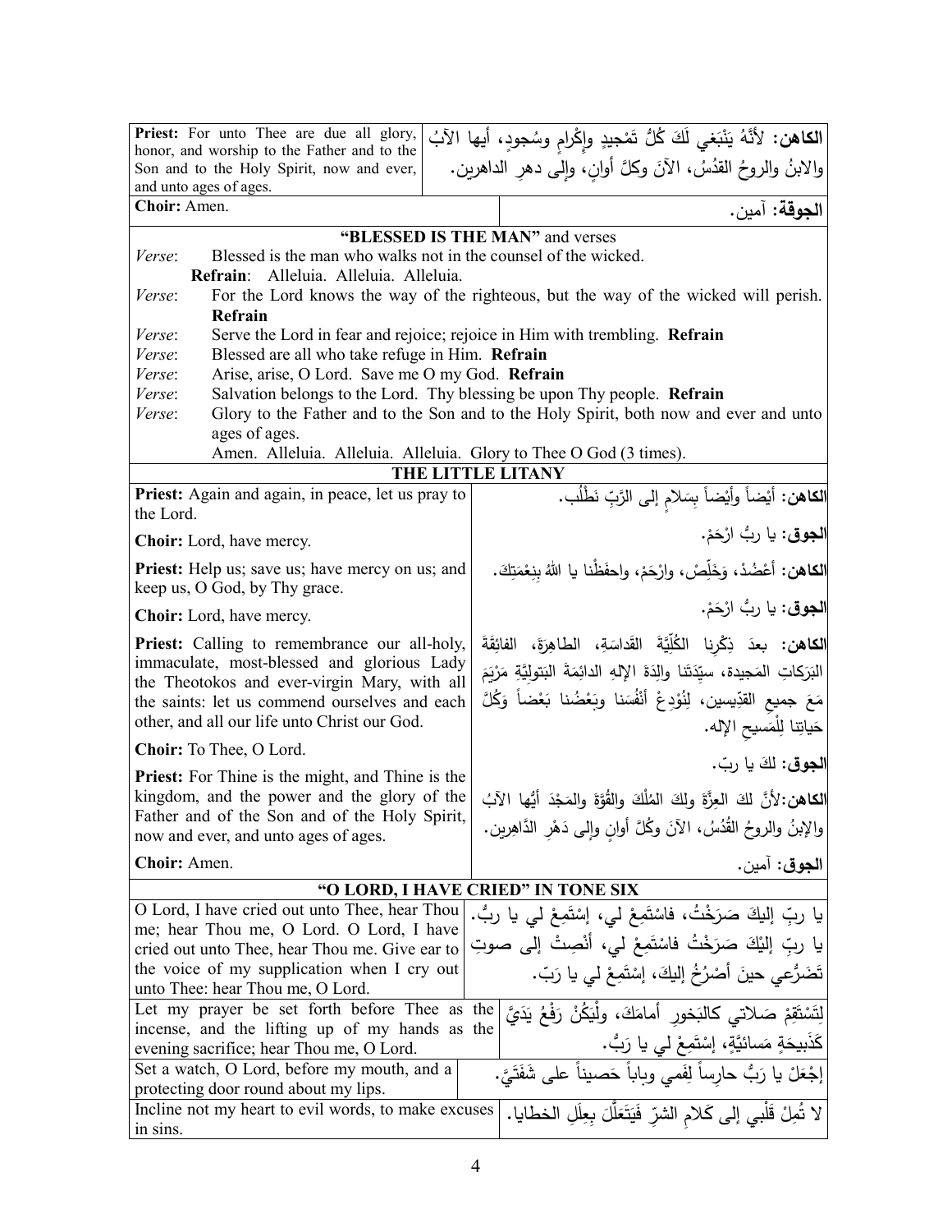| **Priest:** For unto Thee are due all glory, honor, and worship to the Father and to the Son and to the Holy Spirit, now and ever, and unto ages of ages. | **الكاهن:** لأَنَّهُ يَنْبَغي لَكَ كُلُّ تَمْجيدٍ وإِكْرامٍ وسُجودٍ، أيها الآبُ والابنُ والروحُ القدُسُ، الآنَ وكلَّ أوانٍ، وإلى دهرِ الداهرين. |
|---|---|
| **Choir:** Amen. | **الجوقة:** آمين. |

## "BLESSED IS THE MAN" and verses

*Verse*: Blessed is the man who walks not in the counsel of the wicked.
**Refrain**: Alleluia. Alleluia. Alleluia.
*Verse*: For the Lord knows the way of the righteous, but the way of the wicked will perish. **Refrain**
*Verse*: Serve the Lord in fear and rejoice; rejoice in Him with trembling. **Refrain**
*Verse*: Blessed are all who take refuge in Him. **Refrain**
*Verse*: Arise, arise, O Lord. Save me O my God. **Refrain**
*Verse*: Salvation belongs to the Lord. Thy blessing be upon Thy people. **Refrain**
*Verse*: Glory to the Father and to the Son and to the Holy Spirit, both now and ever and unto ages of ages.
Amen. Alleluia. Alleluia. Alleluia. Glory to Thee O God (3 times).

## THE LITTLE LITANY

| **Priest:** Again and again, in peace, let us pray to the Lord. | **الكاهن:** أيْضاً وأيْضاً بِسَلامٍ إلى الرَّبِّ نَطْلُب. |
|---|---|
| **Choir:** Lord, have mercy. | **الجوق:** يا ربُّ ارْحَمْ. |
| **Priest:** Help us; save us; have mercy on us; and keep us, O God, by Thy grace. | **الكاهن:** أعْضُدْ، وَخَلِّصْ، وارْحَمْ، واحفَظْنا يا اللهُ بِنِعْمَتِكَ. |
| **Choir:** Lord, have mercy. | **الجوق:** يا ربُّ ارْحَمْ. |
| **Priest:** Calling to remembrance our all-holy, immaculate, most-blessed and glorious Lady the Theotokos and ever-virgin Mary, with all the saints: let us commend ourselves and each other, and all our life unto Christ our God. | **الكاهن:** بعدَ ذِكْرِنا الكُلِّيَّةَ القَداسَةِ، الطاهِرَةَ، الفائِقَةَ البَرَكاتِ المَجيدة، سيِّدَتَنا والِدَةَ الإِلهِ الدائِمَةَ البَتولِيَّةِ مَرْيَمَ مَعَ جميعِ القدِّيسين، لِنُوْدِعْ أنْفُسَنا وبَعْضُنا بَعْضاً وَكُلَّ حَياتِنا لِلْمَسيحِ الإله. |
| **Choir:** To Thee, O Lord. | **الجوق:** لكَ يا ربّ. |
| **Priest:** For Thine is the might, and Thine is the kingdom, and the power and the glory of the Father and of the Son and of the Holy Spirit, now and ever, and unto ages of ages. | **الكاهن:** لأنَّ لكَ العِزَّةَ ولكَ المُلْكَ والقُوَّةَ والمَجْدَ أيُّها الآبُ والإبنُ والروحُ القُدُسُ، الآنَ وكُلَّ أوانٍ وإلى دَهْرِ الدَّاهِرين. |
| **Choir:** Amen. | **الجوق:** آمين. |

## "O LORD, I HAVE CRIED" IN TONE SIX

| O Lord, I have cried out unto Thee, hear Thou me; hear Thou me, O Lord. O Lord, I have cried out unto Thee, hear Thou me. Give ear to the voice of my supplication when I cry out unto Thee: hear Thou me, O Lord. | يا ربِّ إليكَ صَرَخْتُ، فاسْتَمِعْ لي، إسْتَمِعْ لي يا ربُّ. يا ربِّ إلَيْكَ صَرَخْتُ فاسْتَمِعْ لي، أنْصِتْ إلى صوتِ تَضَرُّعي حينَ أصْرُخُ إليكَ، إسْتَمِعْ لي يا رَبّ. |
|---|---|
| Let my prayer be set forth before Thee as the incense, and the lifting up of my hands as the evening sacrifice; hear Thou me, O Lord. | لِتَسْتَقِمْ صَلاتي كالبَخورِ أمامَكَ، ولْيَكُنْ رَفْعُ يَدَيَّ كَذَبيحَةٍ مَسائيَّةٍ، إسْتَمِعْ لي يا رَبُّ. |
| Set a watch, O Lord, before my mouth, and a protecting door round about my lips. | إجْعَلْ يا رَبُّ حارِساً لِفَمي وباباً حَصيناً على شَفَتَيَّ. |
| Incline not my heart to evil words, to make excuses in sins. | لا تُمِلْ قَلْبي إلى كَلامِ الشرّ فَيَتَعَلَّلَ بِعِلَلِ الخطايا. |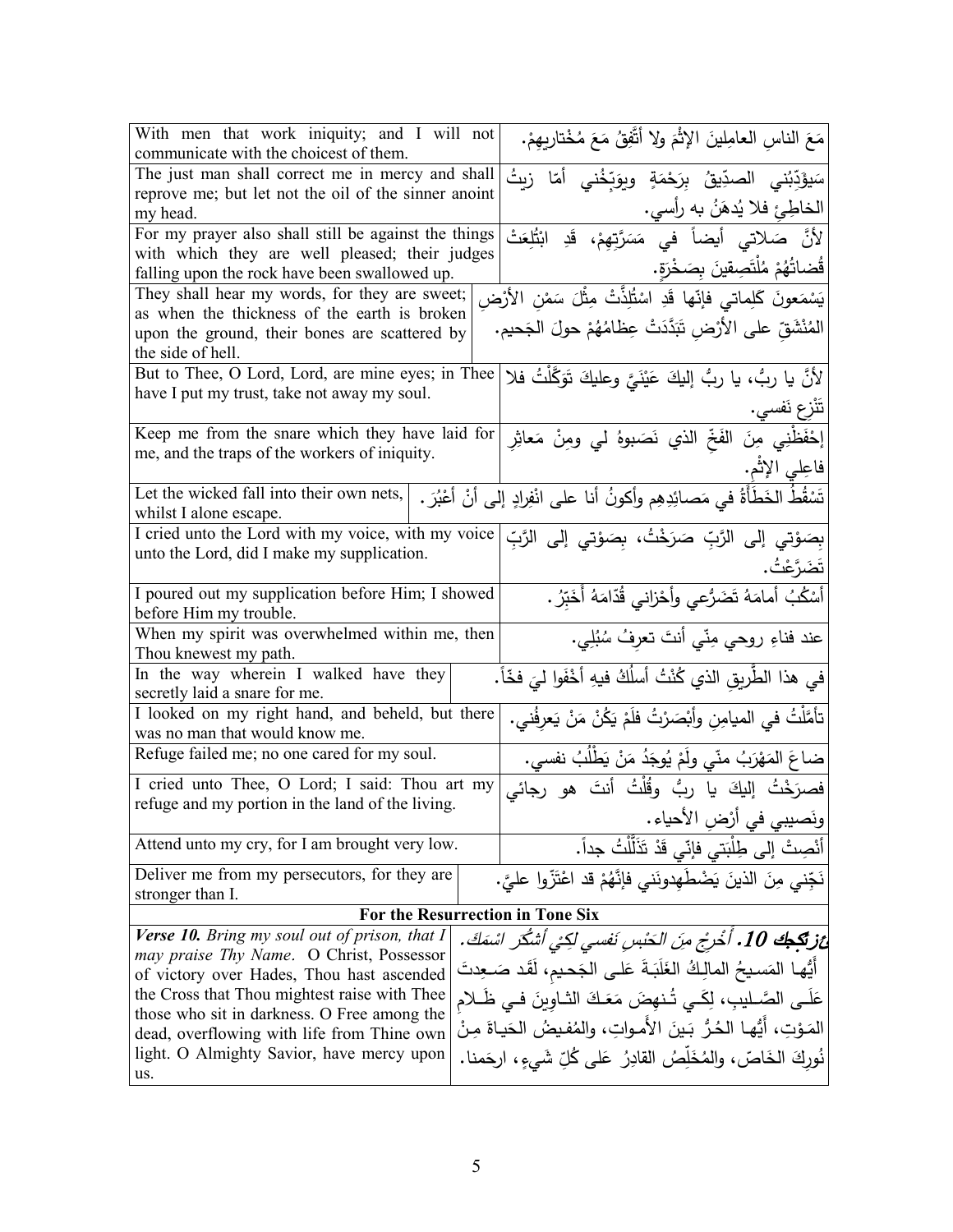| | |
|---|---|
| With men that work iniquity; and I will not communicate with the choicest of them. | مَعَ الناسِ العامِلينَ الإثْمَ ولا أتَّفِقُ مَعَ مُخْتاريهِمْ. |
| The just man shall correct me in mercy and shall reprove me; but let not the oil of the sinner anoint my head. | سَيؤَدِّبُني الصدِّيقُ بِرَحْمَةٍ ويوَبِّخُني أمّا زيتُ الخاطِئِ فلا يُدهَنُ به رأسي. |
| For my prayer also shall still be against the things with which they are well pleased; their judges falling upon the rock have been swallowed up. | لأنَّ صَلاتي أيضاً في مَسَرَّتِهِمْ، قَدِ ابْتُلِعَتْ قُضاتُهُمْ مُلْتَصِقينَ بِصَخْرَةٍ. |
| They shall hear my words, for they are sweet; as when the thickness of the earth is broken upon the ground, their bones are scattered by the side of hell. | يَسْمَعونَ كَلِماتي فإنّها قَدِ اسْتُلِذَّتْ مِثْلَ سَمْنِ الأرْضِ المُنْشَقِّ على الأرْضِ تَبَدَّدَتْ عِظامُهُمْ حولَ الجَحيم. |
| But to Thee, O Lord, Lord, are mine eyes; in Thee have I put my trust, take not away my soul. | لأنَّ يا ربُّ، يا ربُّ إليكَ عَيْنَيَّ وعليكَ تَوَكَّلْتُ فلا تَنْزِع نفسي. |
| Keep me from the snare which they have laid for me, and the traps of the workers of iniquity. | إحْفَظْني مِنَ الفَخِّ الذي نَصَبوهُ لي ومِنْ مَعاثِرِ فاعِلي الإثْم. |
| Let the wicked fall into their own nets, whilst I alone escape. | تَسْقُطُ الخَطَأَةُ في مَصائِدِهِم وأكونُ أنا على انْفِرادٍ إلى أنْ أعْبُرَ. |
| I cried unto the Lord with my voice, with my voice unto the Lord, did I make my supplication. | بِصَوْتي إلى الرَّبِّ صَرَخْتُ، بِصَوْتي إلى الرَّبِّ تَضَرَّعْتُ. |
| I poured out my supplication before Him; I showed before Him my trouble. | أسْكُبُ أمامَهُ تَضَرُّعي وأحْزاني قُدّامَهُ أُخَبِّرُ. |
| When my spirit was overwhelmed within me, then Thou knewest my path. | عند فناءِ روحي مِنّي أنتَ تعرِفُ سُبُلِي. |
| In the way wherein I walked have they secretly laid a snare for me. | في هذا الطَّريقِ الذي كُنْتُ أسلُكُ فيهِ أخْفَوا ليَ فخّاً. |
| I looked on my right hand, and beheld, but there was no man that would know me. | تأمَّلْتُ في الميامِنِ وأبْصَرْتُ فلَمْ يَكُنْ مَنْ يَعرِفُني. |
| Refuge failed me; no one cared for my soul. | ضاعَ المَهْرَبُ منّي ولَمْ يُوجَدُ مَنْ يَطْلُبُ نفسي. |
| I cried unto Thee, O Lord; I said: Thou art my refuge and my portion in the land of the living. | فصرَخْتُ إليكَ يا ربُّ وقُلْتُ أنتَ هو رجائي ونَصيبي في أرْضِ الأحياء. |
| Attend unto my cry, for I am brought very low. | أنْصِتْ إلى طِلْبَتي فإنّي قَدْ تَذَلَّلْتُ جداً. |
| Deliver me from my persecutors, for they are stronger than I. | نَجِّني مِنَ الذينَ يَضْطَهِدونَني فإنَّهُمْ قد اعْتَزّوا عليَّ. |
| **For the Resurrection in Tone Six** | |
| ***Verse 10.*** *Bring my soul out of prison, that I may praise Thy Name*. O Christ, Possessor of victory over Hades, Thou hast ascended the Cross that Thou mightest raise with Thee those who sit in darkness. O Free among the dead, overflowing with life from Thine own light. O Almighty Savior, have mercy upon us. | ***عز 10.*** *أَخْرِجْ مِنَ الحَبْسِ نَفسي لِكَيْ أَشْكُرَ اسْمَكَ.* أيُّها المَسيحُ المالِكُ الغَلَبَةَ عَلى الجَحيمِ، لَقَد صَعِدتَ عَلَى الصَّليبِ، لِكَي تُنهِضَ مَعَكَ الثاوينَ في ظَلامِ المَوْتِ، أيُّها الحُرُّ بَينَ الأَمواتِ، والمُفيضُ الحَياةَ مِنْ نُورِكَ الخاصّ، والمُخَلِّصُ القادِرُ عَلى كُلِّ شَيءٍ، ارحَمنا. |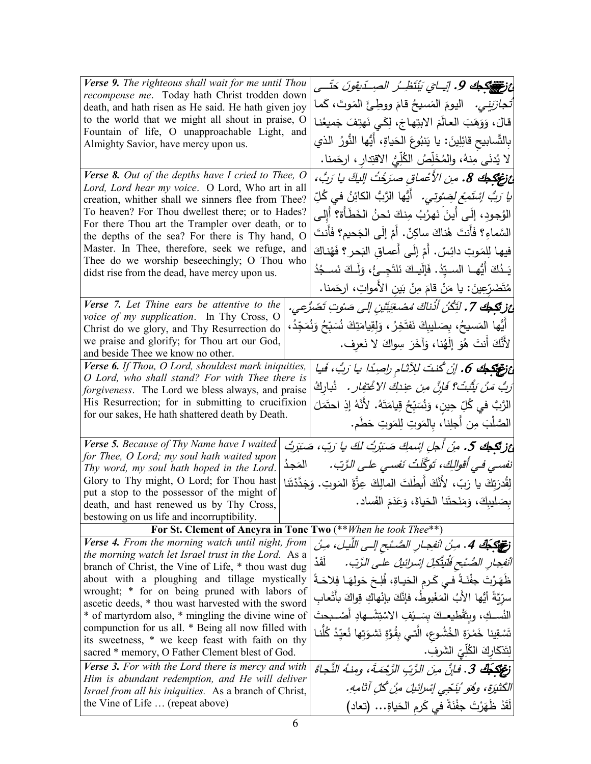| | |
|---|---|
| ***Verse 9.*** *The righteous shall wait for me until Thou recompense me.* Today hath Christ trodden down death, and hath risen as He said. He hath given joy to the world that we might all shout in praise, O Fountain of life, O unapproachable Light, and Almighty Savior, have mercy upon us. | ***ع 9.*** *إيـايَ يَنْتَظِـرُ الصِـدّيقونَ حَتّـى تُجازيَني.* اليومَ المَسيحُ قامَ ووطِئَ المَوتَ، كَما قالَ، وَوَهَبَ العالَمَ الابتِهاجَ، لِكَي نَهتِفَ جَميعُنا بِالتَّسابيحِ قائِلينَ: يا يَنبوعَ الحَياةِ، أَيُّها النُّورُ الذي لا يُدنَى مِنهُ، والمُخَلِّصُ الكُلِّيُّ الاقتِدارِ، ارحَمنا. |
| ***Verse 8.*** *Out of the depths have I cried to Thee, O Lord, Lord hear my voice.* O Lord, Who art in all creation, whither shall we sinners flee from Thee? To heaven? For Thou dwellest there; or to Hades? For there Thou art the Trampler over death, or to the depths of the sea? For there is Thy hand, O Master. In Thee, therefore, seek we refuge, and Thee do we worship beseechingly; O Thou who didst rise from the dead, have mercy upon us. | ***ع 8.*** *مِن الأَعْماقِ صَرَخْتُ إليكَ يا رَبُّ، يا رَبُّ إسْتَمِعْ لِصَوْتي.* أَيُّها الرَّبُّ الكائِنُ في كُلِّ الوُجودِ، إلَى أَينَ نَهرُبُ مِنكَ نَحنُ الخَطَأَة؟ أَإلى السَّماءِ؟ فَأَنتَ هُناكَ ساكِنٌ. أَمْ إلَى الجَحيمِ؟ فَأَنتَ فيها لِلمَوتِ دائِسٌ. أَمْ إلَى أَعماقِ البَحرِ؟ فَهُناكَ يَدُكَ أَيُّها السَيِّدُ. فَإلَيكَ نَلتَجِئُ، وَلَكَ نَسجُدُ مُتَضَرِّعينَ: يا مَنْ قامَ مِنْ بَينِ الأَمواتِ، ارحَمنا. |
| ***Verse 7.*** *Let Thine ears be attentive to the voice of my supplication.* In Thy Cross, O Christ do we glory, and Thy Resurrection do we praise and glorify; for Thou art our God, and beside Thee we know no other. | ***ع 7.*** *لِتَكُنْ أُذناكَ مُصْغِيَتَيْنِ إلى صَوْتِ تَضَرُّعي.* أَيُّها المَسيحُ، بِصَليبِكَ نَفتَخِرُ، وَلِقيامَتِكَ نُسَبِّحُ وَنُمَجِّدُ، لأَنَّكَ أَنتَ هُوَ إلَهُنا، وَآخَرَ سِواكَ لا نَعرِف. |
| ***Verse 6.*** *If Thou, O Lord, shouldest mark iniquities, O Lord, who shall stand? For with Thee there is forgiveness.* The Lord we bless always, and praise His Resurrection; for in submitting to crucifixion for our sakes, He hath shattered death by Death. | ***ع 6.*** *إنْ كُنتَ للآثامِ راصِدًا يا رَبُّ، فَيا رَبُّ مَنْ يَثْبُتُ؟ فَإنَّ مِن عِندِكَ الاغْتِفار.* نُبارِكُ الرَّبَّ في كُلِّ حِينٍ، وَنُسَبِّحُ قِيامَتَهُ. لأَنَّهُ إذِ احتَمَلَ الصَّلْبَ مِن أَجلِنا، بِالمَوتِ لِلمَوتِ حَطَم. |
| ***Verse 5.*** *Because of Thy Name have I waited for Thee, O Lord; my soul hath waited upon Thy word, my soul hath hoped in the Lord.* Glory to Thy might, O Lord; for Thou hast put a stop to the possessor of the might of death, and hast renewed us by Thy Cross, bestowing on us life and incorruptibility. | ***ع 5.*** *مِنْ أَجلِ إسْمِكَ صَبَرْتُ لكَ يا رَبّ، صَبَرَتْ نفسي في أَقوالِكَ، تَوَكَّلَتْ نَفسي على الرَّبّ.* المَجدُ لِقُدرَتِكَ يا رَبّ، لأَنَّكَ أَبطَلتَ المالِكَ عِزَّةَ المَوتِ. وَجَدَّدْتَنا بِصَليبِكَ، وَمَنَحتَنا الحَياةَ، وَعَدَمَ الفَساد. |

**For St. Clement of Ancyra in Tone Two** (***When he took Thee***)

| | |
|---|---|
| ***Verse 4.*** *From the morning watch until night, from the morning watch let Israel trust in the Lord.* As a branch of Christ, the Vine of Life, * thou wast dug about with a ploughing and tillage mystically wrought; * for on being pruned with labors of ascetic deeds, * thou wast harvested with the sword * of martyrdom also, * mingling the divine wine of compunction for us all. * Being all now filled with its sweetness, * we keep feast with faith on thy sacred * memory, O Father Clement blest of God. | ***ع 4.*** *مِنِ انْفِجارِ الصُّبْحِ إلى اللَّيلِ، مِنِ انْفِجارِ الصُّبْحِ فَلْيَتَّكِلْ إسْرائيلُ على الرَّبّ.* لَقَدْ ظَهَرْتَ جِفْنَةً في كَرمِ الحَياةِ، فُلِحَ حَولَها فِلاحَةً سِرِّيَّةً أيُّها الأَبُ المَغْبوطُ، فإنَّكَ بإنْهاكِ قِواكَ بأَتْعابِ النُسكِ، وبِتَقْطيعِكَ بِسَيْفِ الاسْتِشْهادِ أَصْبحتَ تَسْقينا خَمْرَةَ الخُشُوعِ، الَّتي بِقُوَّةِ نَشوَتِها نُعيِّدُ كُلُّنا لِتَذكارِكَ الكُلِّيِّ الشَرف. |
| ***Verse 3.*** *For with the Lord there is mercy and with Him is abundant redemption, and He will deliver Israel from all his iniquities.* As a branch of Christ, the Vine of Life … (repeat above) | ***ع 3.*** *فإنَّ مِنَ الرَّبِّ الرَّحْمَةَ، ومِنهُ النَّجاةَ الكَثيرَة، وهُوَ يُنَجّي إسْرائيلَ مِنْ كُلِّ آثامِهِ.* لَقَدْ ظَهَرْتَ جِفْنَةً في كَرمِ الحَياةِ... (تعاد) |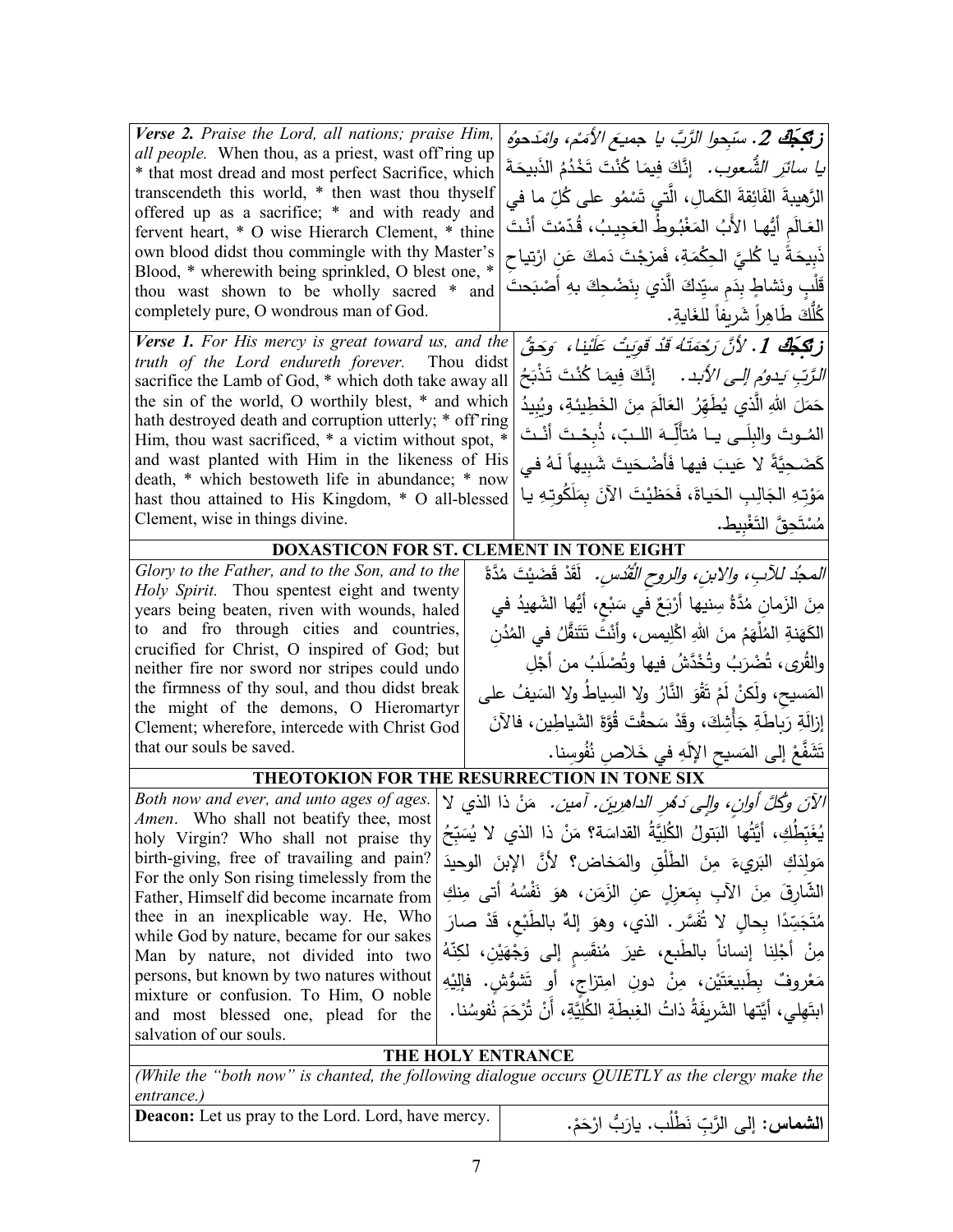| | |
|---|---|
| ***Verse 2.*** *Praise the Lord, all nations; praise Him, all people.* When thou, as a priest, wast off'ring up * that most dread and most perfect Sacrifice, which transcendeth this world, * then wast thou thyself offered up as a sacrifice; * and with ready and fervent heart, * O wise Hierarch Clement, * thine own blood didst thou commingle with thy Master's Blood, * wherewith being sprinkled, O blest one, * thou wast shown to be wholly sacred * and completely pure, O wondrous man of God. | ***ز تَكَجّاً 2.*** *سبِّحوا الرَّبَّ يا جميعَ الأمَمْ، وامْدَحوهُ يا سائرَ الشُّعوب.* إنَّكَ فِيمَا كُنْتَ تَخْدُمُ الذَبيحَةَ الرَّهيبةَ الفائِقةَ الكَمالِ، الَّتي تَسْمُو على كُلِّ ما في العَالَمِ أيُّها الأبُ المَغْبُوطُ العَجِيبُ، قُدِّمْتَ أنْتَ ذَبيحَةً يا كُليَّ الحِكْمَةِ، فَمزجْتَ دَمكَ عَنِ ارْتياحِ قَلْبٍ ونَشاطٍ بِدَمِ سيِّدِكَ الَّذي بِنَضْحِكَ بِهِ أَصْبَحتَ كُلُّكَ طَاهِراً شَرِيفاً للغَايةِ. |
| ***Verse 1.*** *For His mercy is great toward us, and the truth of the Lord endureth forever.* Thou didst sacrifice the Lamb of God, * which doth take away all the sin of the world, O worthily blest, * and which hath destroyed death and corruption utterly; * off'ring Him, thou wast sacrificed, * a victim without spot, * and wast planted with Him in the likeness of His death, * which bestoweth life in abundance; * now hast thou attained to His Kingdom, * O all-blessed Clement, wise in things divine. | ***ز تَكَجّاً 1.*** *لأنَّ رَحْمَتَهُ قَدْ قَوِيَتْ عَلَيْنا، وَحَقُّ الرَّبِّ يَدومُ إلى الأبد.* إنَّكَ فِيمَا كُنْتَ تَذْبَحُ حَمَلَ اللهِ الَّذي يُطَهِّرُ العَالَمَ مِنَ الخَطِيئَةِ، ويُبِيدُ المُوتَ والبِلَى يا مُتألِّهَ اللبِّ، ذُبِحْتَ أنْتَ كَضَحِيَّةٍ لا عَيبَ فيها فَأضْحَيتَ شَبِيهاً لَهُ في مَوْتِهِ الجَالِبِ الحَياةَ، فَحَظيْتَ الآنَ بِمَلَكُوتِهِ يا مُسْتَحِقَّ التَغْبِيطِ. |

**DOXASTICON FOR ST. CLEMENT IN TONE EIGHT**

| | |
|---|---|
| *Glory to the Father, and to the Son, and to the Holy Spirit.* Thou spentest eight and twenty years being beaten, riven with wounds, haled to and fro through cities and countries, crucified for Christ, O inspired of God; but neither fire nor sword nor stripes could undo the firmness of thy soul, and thou didst break the might of the demons, O Hieromartyr Clement; wherefore, intercede with Christ God that our souls be saved. | *المجدُ للآبِ، والابنِ، والروحِ القُدُس.* لَقَدْ قَضَيْتَ مُدَّةً مِنَ الزَمانِ مُدَّةُ سِنِيها أرْبَعٌ في سَبْعٍ، أيُّها الشَهيدُ في الكَهَنةِ المُلْهَمُ منَ اللهِ اكْليمس، وأنْتَ تَتَنَقَّلُ في المُدُنِ والقُرى، تُضْرَبُ وتُخْدَّشُ فيها وتُصْلَبُ من أجْلِ المَسيحِ، ولَكنْ لَمْ تَقْوَ النَّارُ ولا السِياطُ ولا السَيفُ على إزالَةِ رَباطَةِ جَأْشِكَ، وقَدْ سَحقْتَ قُوَّةَ الشَياطِين، فالآنَ تَشَفَّعْ إلى المَسيحِ الإلَهِ في خَلاصِ نُفُوسِنا. |

**THEOTOKION FOR THE RESURRECTION IN TONE SIX**

| | |
|---|---|
| *Both now and ever, and unto ages of ages. Amen.* Who shall not beatify thee, most holy Virgin? Who shall not praise thy birth-giving, free of travailing and pain? For the only Son rising timelessly from the Father, Himself did become incarnate from thee in an inexplicable way. He, Who while God by nature, became for our sakes Man by nature, not divided into two persons, but known by two natures without mixture or confusion. To Him, O noble and most blessed one, plead for the salvation of our souls. | *الآنَ وكُلَّ أوانٍ، وإلى دَهْرِ الداهِرين. آمين.* مَنْ ذا الذي لا يُغَبّطُكِ، أيَّتُها البَتولُ الكُلِّيَّةُ القداسَة؟ مَنْ ذا الذي لا يُسَبّحُ مَولِدَكِ البَريءَ مِنَ الطَلْقِ والمَخاض؟ لأنَّ الإبنَ الوحيدَ الشّارِقَ مِنَ الآبِ بِمَعزِلٍ عنِ الزَمَن، هوَ نَفْسُهُ أتى مِنكِ مُتَجَسِّدًا بِحالٍ لا تُفَسَّر. الذي، وهوَ إلهٌ بالطَبْعِ، قَدْ صارَ مِنْ أجْلِنا إنساناً بالطَبع، غيرَ مُنقَسِمٍ إلى وَجْهَيْنِ، لكِنّهُ مَعْروفٌ بِطَبيعَتَيْن، مِنْ دونِ امتِزاجٍ، أو تَشوُّشٍ. فإلَيْهِ ابتَهِلي، أيَّتها الشَريفَةُ ذاتُ الغِبطَةِ الكُلّيَّةِ، أنْ تُرْحَمَ نُفوسُنا. |

**THE HOLY ENTRANCE**

*(While the "both now" is chanted, the following dialogue occurs QUIETLY as the clergy make the entrance.)*

| | |
|---|---|
| **Deacon:** Let us pray to the Lord. Lord, have mercy. | **الشماس:** إلى الرَّبِّ نَطْلُب. يارَبُّ ارْحَمْ. |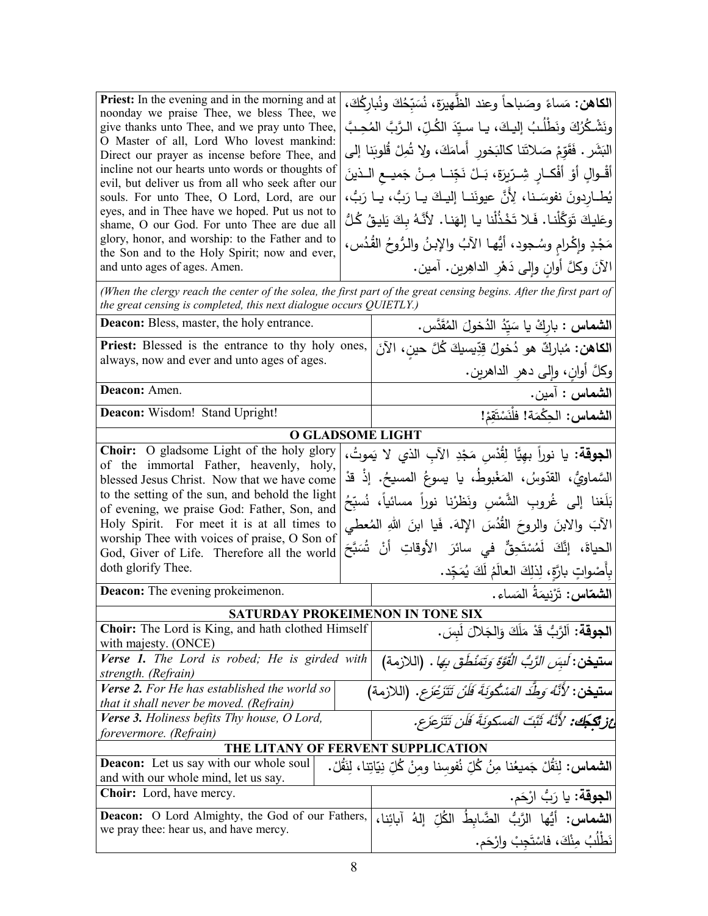| | |
|---|---|
| **Priest:** In the evening and in the morning and at noonday we praise Thee, we bless Thee, we give thanks unto Thee, and we pray unto Thee, O Master of all, Lord Who lovest mankind: Direct our prayer as incense before Thee, and incline not our hearts unto words or thoughts of evil, but deliver us from all who seek after our souls. For unto Thee, O Lord, Lord, are our eyes, and in Thee have we hoped. Put us not to shame, O our God. For unto Thee are due all glory, honor, and worship: to the Father and to the Son and to the Holy Spirit; now and ever, and unto ages of ages. Amen. | **الكاهن:** مَساءً وصَباحاً وعند الظَّهيرَة، نُسَبِّحُكَ ونُبارِكُكَ، ونَشْكُرُكَ ونَطْلُبُ إليكَ، يا سيِّدَ الكُلِّ، الرَّبَّ المُحِبَّ البَشَر. فَقَوِّمْ صَلاتَنا كالبَخورِ أَمامَكَ، ولا تُمِلْ قُلوبَنا إلى أَقْوالٍ أَوْ أَفْكارٍ شِرّيرَة، بَلْ نَجِّنا مِنْ جَميعِ الذينَ يُطارِدونَ نفوسَنا، لِأَنَّ عيونَنا إليكَ يا رَبُّ، يا رَبُّ، وعَليكَ تَوَكَّلْنا. فَلا تَخْذُلْنا يا إلهَنا. لأنَّهُ بِكَ يَليقُ كُلُّ مَجْدٍ وإكْرامٍ وسُجود، أيُّها الآبُ والإبنُ والرُّوحُ القُدُس، الآنَ وكلَّ أوانٍ وإلى دَهْرِ الداهِرين. آمين. |

*(When the clergy reach the center of the solea, the first part of the great censing begins. After the first part of the great censing is completed, this next dialogue occurs QUIETLY.)*

| | |
|---|---|
| **Deacon:** Bless, master, the holy entrance. | **الشماس :** بارِكْ يا سَيِّدُ الدُخولَ المُقَدَّس. |
| **Priest:** Blessed is the entrance to thy holy ones, always, now and ever and unto ages of ages. | **الكاهن:** مُباركٌ هو دُخولُ قِدِّيسيكَ كُلَّ حينٍ، الآنَ وكلَّ أوانٍ، وإلى دهرِ الداهرين. |
| **Deacon:** Amen. | **الشماس :** آمين. |
| **Deacon:** Wisdom! Stand Upright! | **الشماس:** الحِكْمَة! فلْنَسْتَقِمْ! |

## O GLADSOME LIGHT

| | |
|---|---|
| **Choir:** O gladsome Light of the holy glory of the immortal Father, heavenly, holy, blessed Jesus Christ. Now that we have come to the setting of the sun, and behold the light of evening, we praise God: Father, Son, and Holy Spirit. For meet it is at all times to worship Thee with voices of praise, O Son of God, Giver of Life. Therefore all the world doth glorify Thee. | **الجوقة:** يا نوراً بهيًّا لِقُدْسِ مَجْدِ الآبِ الذي لا يَموتُ، السَّماويُّ، القدّوسُ، المَغْبوطُ، يا يسوعُ المسيحُ. إذْ قدْ بَلَغنا إلى غُروبِ الشَّمْسِ ونَظَرْنا نوراً مسائياً، نُسبِّحُ الآبَ والابنَ والروحَ القُدُسَ الإلهَ. فَيا ابنَ اللهِ المُعطي الحياةَ، إنَّكَ لَمُسْتَحِقٌّ في سائرَ الأوقاتِ أنْ تُسَبَّحَ بِأَصْواتٍ بارَّةٍ، لِذلِكَ العالَمُ لَكَ يُمَجِّد. |
| **Deacon:** The evening prokeimenon. | **الشمّاس:** تَرْنيمَةُ المَساء. |

## SATURDAY PROKEIMENON IN TONE SIX

| | |
|---|---|
| **Choir:** The Lord is King, and hath clothed Himself with majesty. (ONCE) | **الجوقة:** اَلرَّبُّ قَدْ مَلَكَ وَالجَلالَ لَبِسَ. |
| ***Verse 1.*** *The Lord is robed; He is girded with strength. (Refrain)* | **ستيخن:** *لَبِسَ الرَّبُّ القُوَّةَ وَتَمَنْطَقَ بِهَا.* (اللازمة) |
| ***Verse 2.*** *For He has established the world so that it shall never be moved. (Refrain)* | **ستيخن:** *لأَنَّهُ وَطَّدَ المَسْكُونَةَ فَلَنْ تَتَزَعْزَع.* (اللازمة) |
| ***Verse 3.*** *Holiness befits Thy house, O Lord, forevermore. (Refrain)* | ***عزكجك:*** *لأَنَّهُ ثَبَّتَ المَسكونَةَ فَلَن تَتَزعزَع.* |

## THE LITANY OF FERVENT SUPPLICATION

| | |
|---|---|
| **Deacon:** Let us say with our whole soul and with our whole mind, let us say. | **الشماس:** لِنَقُلْ جَميعُنا مِنُ كُلِّ نُفوسنا ومِنْ كُلِّ نِيّاتِنا، لِنَقُلْ. |
| **Choir:** Lord, have mercy. | **الجوقة:** يا رَبُّ ارْحَم. |
| **Deacon:** O Lord Almighty, the God of our Fathers, we pray thee: hear us, and have mercy. | **الشماس:** أيُّها الرَّبُّ الضَّابِطُ الكُلِّ إلهُ آبائِنا، نَطْلُبُ مِنْكَ، فاسْتَجِبْ وارْحَم. |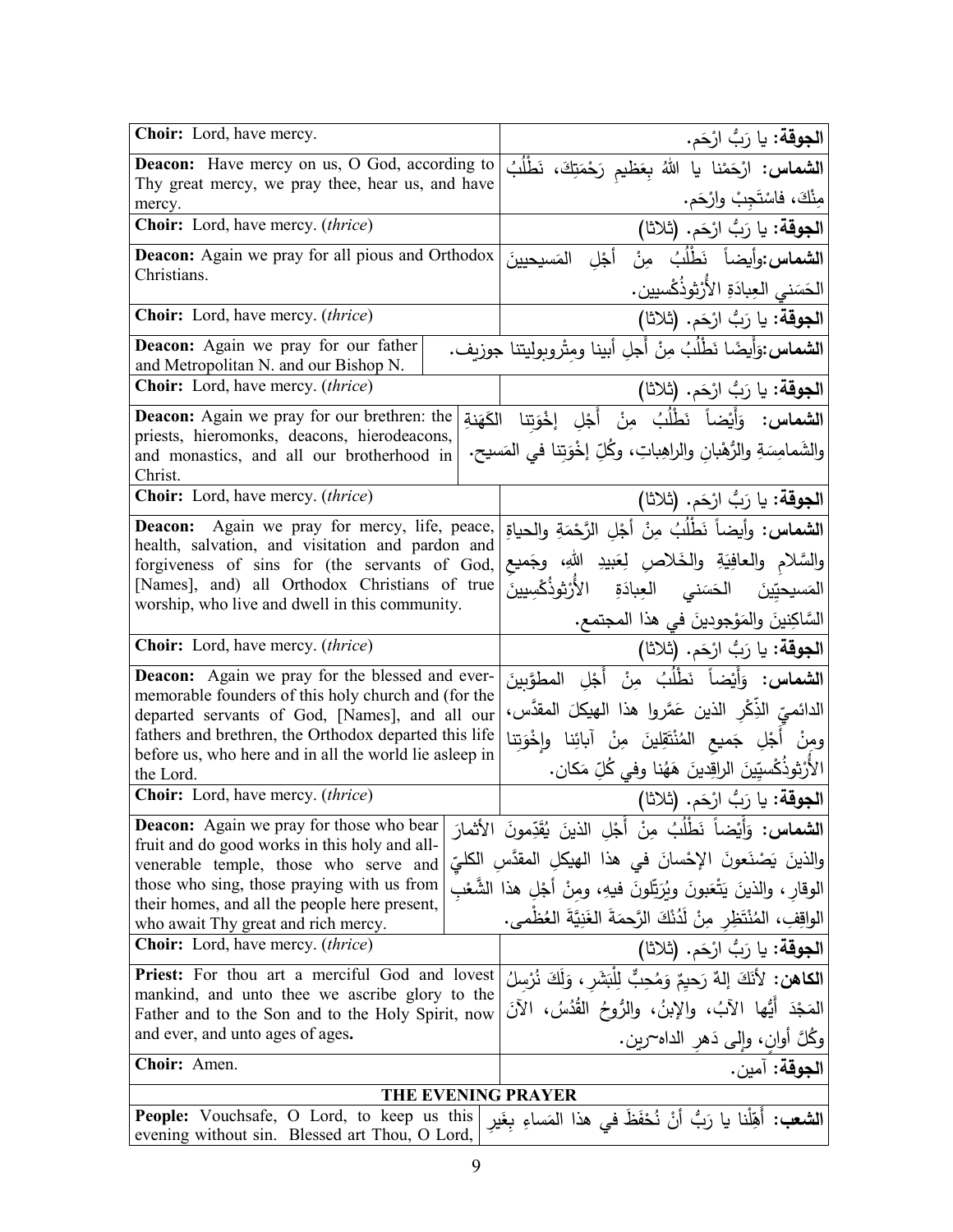| English | Arabic |
|---|---|
| **Choir:** Lord, have mercy. | **الجوقة:** يا رَبُّ ارْحَم. |
| **Deacon:** Have mercy on us, O God, according to Thy great mercy, we pray thee, hear us, and have mercy. | **الشماس:** ارْحَمْنا يا اللهُ بِعَظيمِ رَحْمَتِكَ، نَطْلُبُ مِنْكَ، فاسْتَجِبْ وارْحَم. |
| **Choir:** Lord, have mercy. (*thrice*) | **الجوقة:** يا رَبُّ ارْحَم. (ثلاثا) |
| **Deacon:** Again we pray for all pious and Orthodox Christians. | **الشماس:**وأيضاً نَطْلُبُ مِنْ أجْلِ المَسيحيينَ الحَسَني العِبادَةِ الأُرْثوذُكْسيين. |
| **Choir:** Lord, have mercy. (*thrice*) | **الجوقة:** يا رَبُّ ارْحَم. (ثلاثا) |
| **Deacon:** Again we pray for our father and Metropolitan N. and our Bishop N. | **الشماس:**وَأيضًا نَطْلُبُ مِنْ أَجلِ أبينا ومِتْروبوليتنا جوزيف. |
| **Choir:** Lord, have mercy. (*thrice*) | **الجوقة:** يا رَبُّ ارْحَم. (ثلاثا) |
| **Deacon:** Again we pray for our brethren: the priests, hieromonks, deacons, hierodeacons, and monastics, and all our brotherhood in Christ. | **الشماس:** وَأَيْضاً نَطْلُبُ مِنْ أَجْلِ إِخْوَتِنا الكَهَنَةِ والشَمامِسَةِ والرُّهْبانِ والراهِباتِ، وكُلِّ إِخْوَتِنا في المَسيح. |
| **Choir:** Lord, have mercy. (*thrice*) | **الجوقة:** يا رَبُّ ارْحَم. (ثلاثا) |
| **Deacon:** Again we pray for mercy, life, peace, health, salvation, and visitation and pardon and forgiveness of sins for (the servants of God, [Names], and) all Orthodox Christians of true worship, who live and dwell in this community. | **الشماس:** وأيضاً نَطْلُبُ مِنْ أَجْلِ الرَّحْمَةِ والحياةِ والسَّلامِ والعافِيَةِ والخَلاصِ لِعَبيدِ اللهِ، وجَميعِ المَسيحِيّينَ الحَسَني العِبادَةِ الأُرْثوذُكْسِيينَ السَّاكِنينَ والمَوْجودينَ في هذا المجتمع. |
| **Choir:** Lord, have mercy. (*thrice*) | **الجوقة:** يا رَبُّ ارْحَم. (ثلاثا) |
| **Deacon:** Again we pray for the blessed and ever-memorable founders of this holy church and (for the departed servants of God, [Names], and all our fathers and brethren, the Orthodox departed this life before us, who here and in all the world lie asleep in the Lord. | **الشماس:** وَأَيْضاً نَطْلُبُ مِنْ أَجْلِ المطوَّبينَ الدائميّ الذِّكْرِ الذين عَمَّروا هذا الهيكلَ المقدَّس، ومِنْ أَجْلِ جَميعِ المُنْتَقِلينَ مِنْ آبائنا وإِخْوَتِنا الأُرْثوذُكْسيّينَ الراقِدينَ هَهُنا وفي كُلِّ مَكان. |
| **Choir:** Lord, have mercy. (*thrice*) | **الجوقة:** يا رَبُّ ارْحَم. (ثلاثا) |
| **Deacon:** Again we pray for those who bear fruit and do good works in this holy and all-venerable temple, those who serve and those who sing, those praying with us from their homes, and all the people here present, who await Thy great and rich mercy. | **الشماس:** وَأَيْضاً نَطْلُبُ مِنْ أَجْلِ الذينَ يُقَدِّمونَ الأثمارَ والذينَ يَصْنَعونَ الإِحْسانَ في هذا الهيكلِ المقدَّسِ الكليِّ الوقارِ، والذينَ يَتْعَبونَ ويُرَتِّلونَ فيهِ، ومِنْ أَجْلِ هذا الشَّعْبِ الواقِفِ، المُنْتَظِرِ مِنْ لَدُنْكَ الرَّحمةَ الغَنِيَّةَ العُظْمى. |
| **Choir:** Lord, have mercy. (*thrice*) | **الجوقة:** يا رَبُّ ارْحَم. (ثلاثا) |
| **Priest:** For thou art a merciful God and lovest mankind, and unto thee we ascribe glory to the Father and to the Son and to the Holy Spirit, now and ever, and unto ages of ages. | **الكاهن:** لأَنَكَ إِلهٌ رَحيمٌ وَمُحِبٌّ لِلْبَشَرِ، وَلَكَ نُرْسِلُ المَجْدَ أَيُّها الآبُ، والإبنُ، والرُّوحُ القُدُسُ، الآنَ وكُلَّ أوانٍ، وإلى دَهرِ الداهرين. |
| **Choir:** Amen. | **الجوقة:** آمين. |

## THE EVENING PRAYER

| English | Arabic |
|---|---|
| **People:** Vouchsafe, O Lord, to keep us this evening without sin. Blessed art Thou, O Lord, | **الشعب:** أَهِّلْنا يا رَبُّ أَنْ نُحْفَظَ في هذا المَساءِ بِغَيرِ |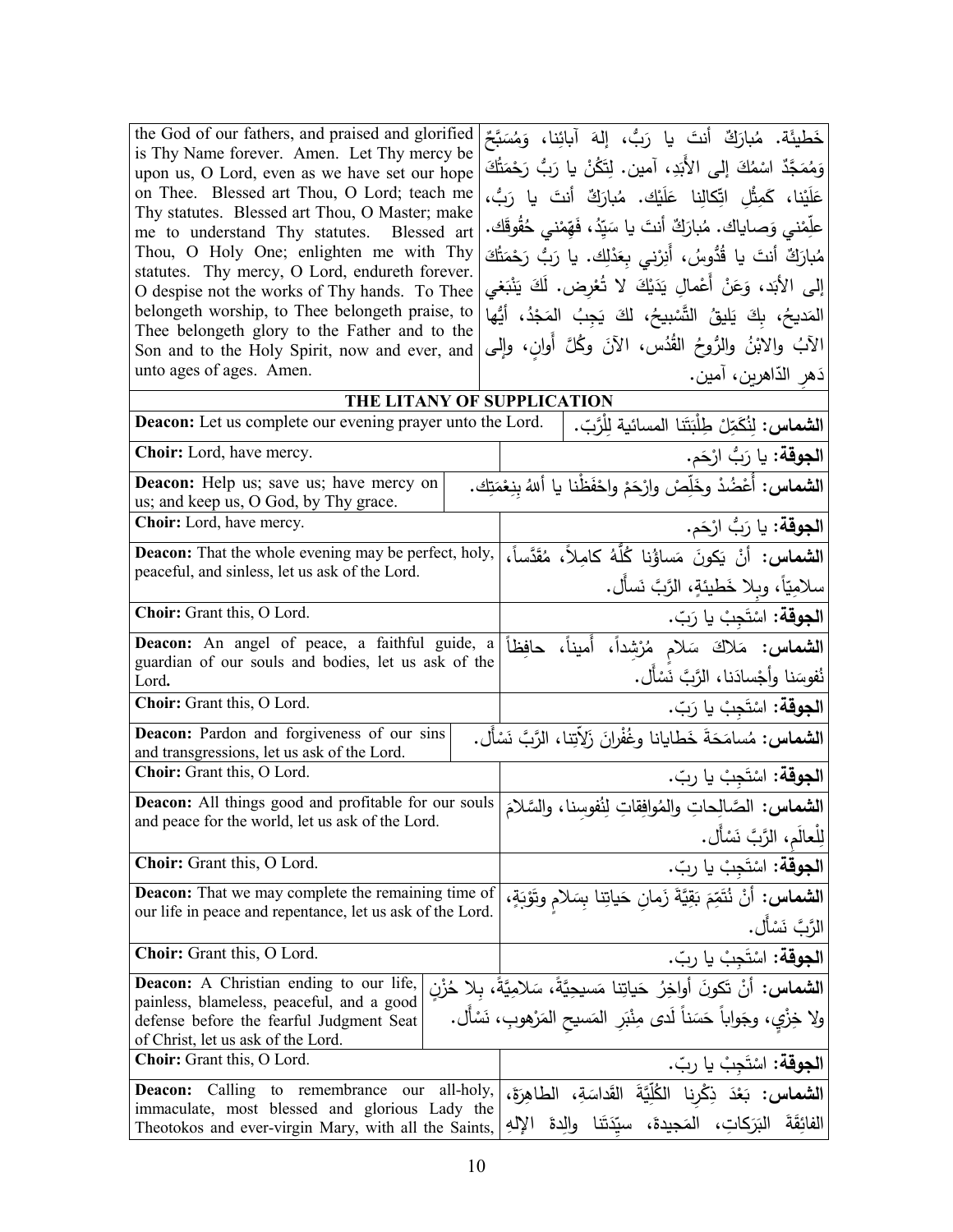| | |
|---|---|
| the God of our fathers, and praised and glorified is Thy Name forever. Amen. Let Thy mercy be upon us, O Lord, even as we have set our hope on Thee. Blessed art Thou, O Lord; teach me Thy statutes. Blessed art Thou, O Master; make me to understand Thy statutes. Blessed art Thou, O Holy One; enlighten me with Thy statutes. Thy mercy, O Lord, endureth forever. O despise not the works of Thy hands. To Thee belongeth worship, to Thee belongeth praise, to Thee belongeth glory to the Father and to the Son and to the Holy Spirit, now and ever, and unto ages of ages. Amen. | خَطيئَة. مُبارَكٌ أنتَ يا رَبُّ، إلهَ آبائِنا، وَمُسَبَّحٌ وَمُمَجَّدٌ اسْمُكَ إلى الأَبَدِ، آمين. لِتَكُنْ يا رَبُّ رَحْمَتُكَ عَلَيْنا، كَمِثْلِ اتِّكالِنا عَلَيْك. مُبارَكٌ أنتَ يا رَبُّ، علِّمْني وَصاياك. مُبارَكٌ أنتَ يا سَيِّدُ، فَهِّمْني حُقُوقَك. مُبارَكٌ أنتَ يا قُدُّوسُ، أَنِرْني بِعَدْلِك. يا رَبُّ رَحْمَتُكَ إلى الأَبَد، وَعَنْ أَعْمالِ يَدَيْكَ لا تُعْرِض. لَكَ يَنْبَغي المَديحُ، بِكَ يَليقُ التَّسْبيحُ، لكَ يَجِبُ المَجْدُ، أيُّها الآبُ والابْنُ والرُّوحُ القُدُس، الآنَ وكُلَّ أَوانٍ، وإلى دَهرِ الدّاهِرين، آمين. |

## THE LITANY OF SUPPLICATION

| | |
|---|---|
| **Deacon:** Let us complete our evening prayer unto the Lord. | **الشماس:** لِنُكَمِّلْ طِلْبَتَنا المسائية لِلْرَّبّ. |
| **Choir:** Lord, have mercy. | **الجوقة:** يا رَبُّ ارْحَم. |
| **Deacon:** Help us; save us; have mercy on us; and keep us, O God, by Thy grace. | **الشماس:** أَعْضُدْ وخَلِّصْ وارْحَمْ واحْفَظْنا يا أللهُ بِنِعْمَتِك. |
| **Choir:** Lord, have mercy. | **الجوقة:** يا رَبُّ ارْحَم. |
| **Deacon:** That the whole evening may be perfect, holy, peaceful, and sinless, let us ask of the Lord. | **الشماس:** أنْ يَكونَ مَساؤُنا كُلُّهُ كامِلاً، مُقَدَّساً، سلامِيّاً، وبِلا خَطيئةٍ، الرَّبَّ نَسأَل. |
| **Choir:** Grant this, O Lord. | **الجوقة:** اسْتَجِبْ يا رَبّ. |
| **Deacon:** An angel of peace, a faithful guide, a guardian of our souls and bodies, let us ask of the Lord. | **الشماس:** مَلاكَ سَلامٍ مُرْشِداً، أَميناً، حافِظاً نُفوسَنا وأَجْسادَنا، الرَّبَّ نَسْأَل. |
| **Choir:** Grant this, O Lord. | **الجوقة:** اسْتَجِبْ يا رَبّ. |
| **Deacon:** Pardon and forgiveness of our sins and transgressions, let us ask of the Lord. | **الشماس:** مُسامَحَةَ خَطايانا وغُفْرانَ زَلّاتِنا، الرَّبَّ نَسْأَل. |
| **Choir:** Grant this, O Lord. | **الجوقة:** اسْتَجِبْ يا ربّ. |
| **Deacon:** All things good and profitable for our souls and peace for the world, let us ask of the Lord. | **الشماس:** الصَّالِحاتِ والمُوافِقاتِ لِنُفوسِنا، والسَّلامَ لِلْعالَمِ، الرَّبَّ نَسْأَل. |
| **Choir:** Grant this, O Lord. | **الجوقة:** اسْتَجِبْ يا ربّ. |
| **Deacon:** That we may complete the remaining time of our life in peace and repentance, let us ask of the Lord. | **الشماس:** أنْ نُتَمِّمَ بَقِيَّةَ زَمانِ حَياتِنا بِسَلامٍ وتَوْبَةٍ، الرَّبَّ نَسْأَل. |
| **Choir:** Grant this, O Lord. | **الجوقة:** اسْتَجِبْ يا ربّ. |
| **Deacon:** A Christian ending to our life, painless, blameless, peaceful, and a good defense before the fearful Judgment Seat of Christ, let us ask of the Lord. | **الشماس:** أنْ تَكونَ أَواخِرُ حَياتِنا مَسيحيَّةً، سَلامِيَّةً، بِلا حُزْنٍ ولا خِزْيٍ، وجَواباً حَسَناً لَدى مِنْبَرِ المَسيحِ المَرْهوبِ، نَسْأَل. |
| **Choir:** Grant this, O Lord. | **الجوقة:** اسْتَجِبْ يا ربّ. |
| **Deacon:** Calling to remembrance our all-holy, immaculate, most blessed and glorious Lady the Theotokos and ever-virgin Mary, with all the Saints, | **الشماس:** بَعْدَ ذِكْرِنا الكُلِّيَّةَ القَداسَةِ، الطاهِرَةَ، الفائِقَةَ البَرَكاتِ، المَجيدةَ، سيِّدَتَنا والِدةَ الإلهِ |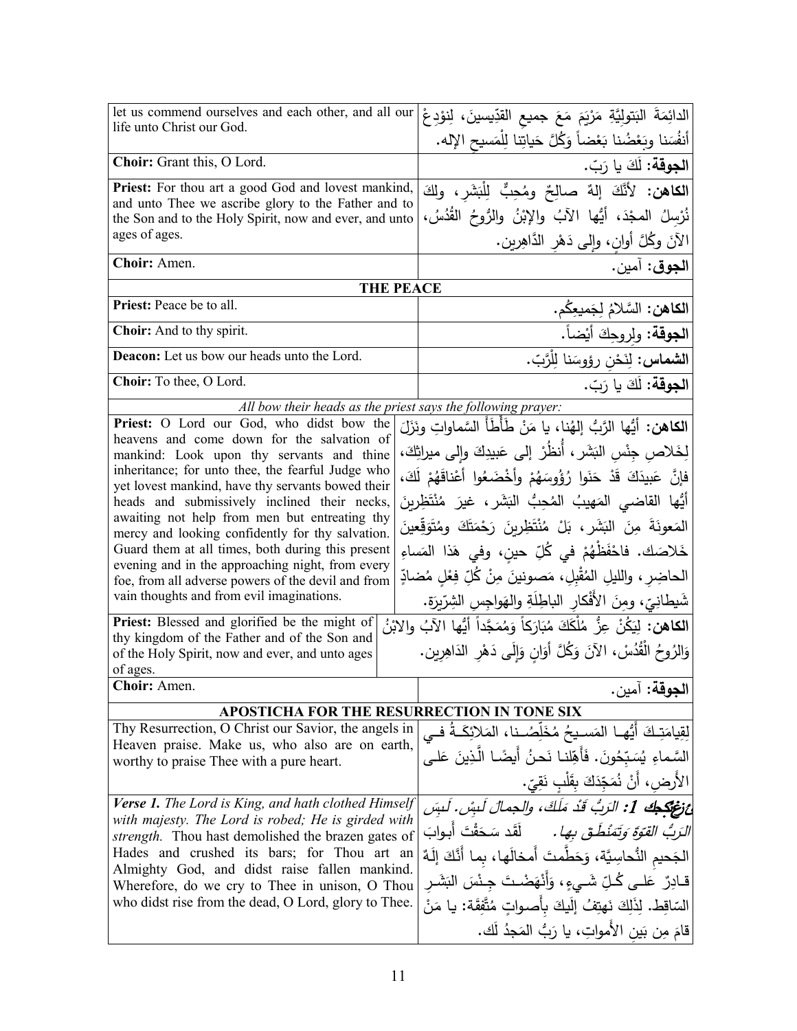| | |
|---|---|
| let us commend ourselves and each other, and all our life unto Christ our God. | الدائِمَةَ البَتولِيَّةِ مَرْيَمَ مَعَ جميعِ القدّيسينَ، لِنوْدِعْ أنفُسَنا وبَعْضُنا بَعْضاً وَكُلَّ حَياتِنا لِلْمَسيحِ الإله. |
| **Choir:** Grant this, O Lord. | **الجوقة:** لَكَ يا رَبّ. |
| **Priest:** For thou art a good God and lovest mankind, and unto Thee we ascribe glory to the Father and to the Son and to the Holy Spirit, now and ever, and unto ages of ages. | **الكاهن:** لأنَّكَ إلهٌ صالِحٌ ومُحِبٌّ لِلْبَشَرِ، ولكَ نُرْسِلُ المجْدَ، أيُّها الآبُ والإبْنُ والرُّوحُ القُدُسُ، الآنَ وكُلَّ أوانٍ، وإلى دَهْرِ الدَّاهِرين. |
| **Choir:** Amen. | **الجوق:** آمين. |
| **THE PEACE** | |
| **Priest:** Peace be to all. | **الكاهن:** السَّلامُ لِجَميعِكُم. |
| **Choir:** And to thy spirit. | **الجوقة:** ولِروحِكَ أيْضاً. |
| **Deacon:** Let us bow our heads unto the Lord. | **الشماس:** لِنَحْنِ رؤوسَنا لِلْرَّبّ. |
| **Choir:** To thee, O Lord. | **الجوقة:** لَكَ يا رَبّ. |
| *All bow their heads as the priest says the following prayer:* | |
| **Priest:** O Lord our God, who didst bow the heavens and come down for the salvation of mankind: Look upon thy servants and thine inheritance; for unto thee, the fearful Judge who yet lovest mankind, have thy servants bowed their heads and submissively inclined their necks, awaiting not help from men but entreating thy mercy and looking confidently for thy salvation. Guard them at all times, both during this present evening and in the approaching night, from every foe, from all adverse powers of the devil and from vain thoughts and from evil imaginations. | **الكاهن:** أيُّها الرَّبُّ إلهُنا، يا مَنْ طَأْطَأَ السَّماواتِ ونَزَلَ لِخَلاصِ جِنْسِ البَشَرِ، أُنظُرْ إلى عَبيدِكَ وإلى ميراثِكَ، فإنَّ عَبيدَكَ قَدْ حَنَوا رُؤُوسَهُمْ وأخْضَعُوا أعْناقَهُمْ لَكَ، أيُّها القاضي المَهيبُ المُحِبُّ البَشَرِ، غيرَ مُنْتَظِرينَ المَعونَةَ مِنَ البَشَرِ، بَلْ مُنْتَظِرينَ رَحْمَتَكَ ومُتَوَقِّعينَ خَلاصَك. فاحْفَظْهُمْ في كُلِّ حينٍ، وفي هَذا المَساءِ الحاضِرِ، والليلِ المُقْبِلِ، مَصونينَ مِنْ كُلِّ فِعْلٍ مُضادٍّ شَيطانِيّ، ومِنَ الأفْكارِ الباطِلَةِ والهَواجِسِ الشِرّيرَة. |
| **Priest:** Blessed and glorified be the might of thy kingdom of the Father and of the Son and of the Holy Spirit, now and ever, and unto ages of ages. | **الكاهن:** لِيَكُنْ عِزُّ مُلْكِكَ مُبَارَكاً وَمُمَجَّداً أيُّها الآبُ والابْنُ وَالرُوحُ الْقُدُسْ، الآنَ وَكُلَّ أوَانٍ وَإلَى دَهْرِ الدَاهِرِين. |
| **Choir:** Amen. | **الجوقة:** آمين. |
| **APOSTICHA FOR THE RESURRECTION IN TONE SIX** | |
| Thy Resurrection, O Christ our Savior, the angels in Heaven praise. Make us, who also are on earth, worthy to praise Thee with a pure heart. | لِقِيامَتِكَ أيُّها المَسيحُ مُخَلِّصُنا، المَلائِكَةُ في السَّماءِ يُسَبِّحُونَ. فأَهِّلنا نَحنُ أيضًا الَّذينَ عَلى الأَرضِ، أنْ نُمَجِّدَكَ بِقَلْبٍ نَقِيّ. |
| ***Verse 1.*** *The Lord is King, and hath clothed Himself with majesty. The Lord is robed; He is girded with strength.* Thou hast demolished the brazen gates of Hades and crushed its bars; for Thou art an Almighty God, and didst raise fallen mankind. Wherefore, do we cry to Thee in unison, O Thou who didst rise from the dead, O Lord, glory to Thee. | ***ع1:*** *الرَبُّ قَدْ مَلَكَ، والجمالَ لَبِسْ. لَبِسَ الرَبُّ القوّةَ وَتَمَنْطَقَ بِها.* لَقَد سَحَقْتَ أَبوابَ الجَحيمِ النُّحاسِيَّة، وَحَطَّمتَ أَمخالَها، بِما أَنَّكَ إلَهٌ قادِرٌ عَلى كُلِّ شَيءٍ، وَأَنْهَضْتَ جِنْسَ البَشَرِ السّاقِط. لِذَلِكَ نَهتِفُ إِلَيكَ بِأَصواتٍ مُتَّفِقَة: يا مَنْ قامَ مِن بَينِ الأَمواتِ، يا رَبُّ المَجدُ لَك. |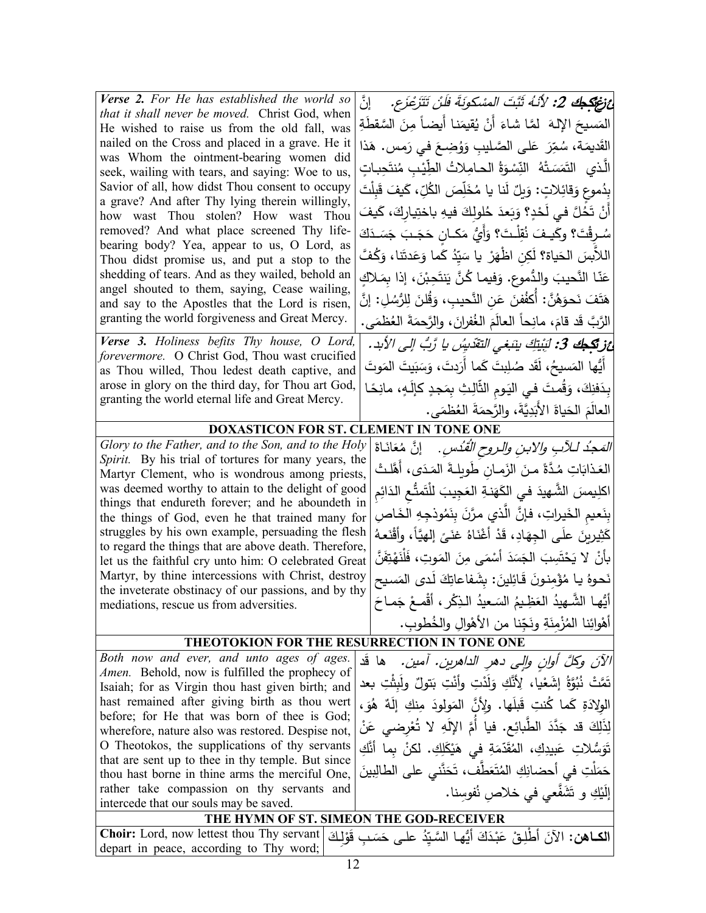| | |
|---|---|
| ***Verse 2.*** *For He has established the world so that it shall never be moved.* Christ God, when He wished to raise us from the old fall, was nailed on the Cross and placed in a grave. He it was Whom the ointment-bearing women did seek, wailing with tears, and saying: Woe to us, Savior of all, how didst Thou consent to occupy a grave? And after Thy lying therein willingly, how wast Thou stolen? How wast Thou removed? And what place screened Thy life-bearing body? Yea, appear to us, O Lord, as Thou didst promise us, and put a stop to the shedding of tears. And as they wailed, behold an angel shouted to them, saying, Cease wailing, and say to the Apostles that the Lord is risen, granting the world forgiveness and Great Mercy. | ***ع2:*** *لأنَّهُ ثَبَّتَ المَسْكونَةَ فلَنْ تَتَزَعْزَع.* إنَّ المَسيحَ الإلهَ لمَّا شاءَ أنْ يُقيمَنا أيضاً مِنَ السَّقطَةِ القَديمَة، سُمِّرَ عَلى الصَّليبِ وَوُضِعَ في رَمس. هَذا الَّذي التَمَسَتْهُ النِّسْوَةُ الحامِلاتُ الطِّيْبِ مُنتَحِباتٍ بِدُموعٍ وَقائِلاتٍ: وَيلٌ لَنا يا مُخَلِّصَ الكُلِّ، كَيفَ قَبِلْتَ أَنْ تَحُلَّ في لَحْدٍ؟ وَبَعدَ حُلولِكَ فيهِ باختِيارِكَ، كَيفَ سُرِقْتَ؟ وكَيفَ نُقِلْتَ؟ وَأَيُّ مَكانٍ حَجَبَ جَسَدَكَ اللاَّبسَ الحَياة؟ لَكِن اظْهَرْ يا سَيِّدُ كَما وَعَدتَنا، وَكُفَّ عَنّا النَّحيبَ والدُّموع. وَفيما كُنَّ يَنتَحِبْنَ، إذا بِمَلاكٍ هَتَفَ نَحوَهُنَّ: أَكْفُفْنَ عَنِ النَّحيبِ، وَقُلنَ لِلرُّسُلِ: إنَّ الرَّبَّ قَد قامَ، مانِحاً العالَمَ الغُفرانَ، والرَّحمَةَ العُظمَى. |
| ***Verse 3.*** *Holiness befits Thy house, O Lord, forevermore.* O Christ God, Thou wast crucified as Thou willed, Thou ledest death captive, and arose in glory on the third day, for Thou art God, granting the world eternal life and Great Mercy. | ***ع3:*** *لِبَيْتِكَ يَنبَغي التَقديسُ يا رَبُّ إلى الأبد.* أَيُّها المَسيحُ، لَقَد صُلِبتَ كَما أَرَدتَ، وَسَبَيتَ المَوتَ بِدَفنِكَ، وَقُمتَ في اليَومِ الثّالِثِ بِمَجدٍ كإلَهٍ، مانِحًا العالَمَ الحَياةَ الأَبَدِيَّةَ، والرَّحمَةَ العُظمَى. |

## DOXASTICON FOR ST. CLEMENT IN TONE ONE

| | |
|---|---|
| *Glory to the Father, and to the Son, and to the Holy Spirit.* By his trial of tortures for many years, the Martyr Clement, who is wondrous among priests, was deemed worthy to attain to the delight of good things that endureth forever; and he aboundeth in the things of God, even he that trained many for struggles by his own example, persuading the flesh to regard the things that are above death. Therefore, let us the faithful cry unto him: O celebrated Great Martyr, by thine intercessions with Christ, destroy the inveterate obstinacy of our passions, and by thy mediations, rescue us from adversities. | *المَجدُ للآبِ والابنِ والروحِ القُدُس.* إنَّ مُعَانَاةَ العَذابَاتِ مُدَّةً مِنَ الزَمانِ طَويلَةَ المَدَى، أَهَّلتْ اكلِيمسَ الشَّهيدَ في الكَهَنةِ العَجِيبَ لِلْتَمتُّعِ الدَائِمِ بِنَعيمِ الخَيراتِ، فإنَّ الَّذي مرَّنَ بِنَمُوذجِهِ الخَاصِ كَثيرينَ علَى الجِهَادِ، قَدْ أغْنَاهُ غَنىً إلهيَّاً، وأقْنَعهُ بأنْ لا يَحْتَسِبَ الجَسَدَ أسْمَى مِنَ المَوتِ، فَلْنَهْتِفَنَّ نَحوهُ يا مُؤمِنونَ قَائِلينَ: بِشَفاعاتِكَ لَدى المَسيحِ أيُّها الشَّهيدُ العَظِيمُ السَعيدُ الذِكْر، أقْمعْ جَماحَ أهْوائِنا المُزْمِنَةِ ونَجّنا من الأهْوالِ والخُطوبِ. |

## THEOTOKION FOR THE RESURRECTION IN TONE ONE

| | |
|---|---|
| *Both now and ever, and unto ages of ages. Amen.* Behold, now is fulfilled the prophecy of Isaiah; for as Virgin thou hast given birth; and hast remained after giving birth as thou wert before; for He that was born of thee is God; wherefore, nature also was restored. Despise not, O Theotokos, the supplications of thy servants that are sent up to thee in thy temple. But since thou hast borne in thine arms the merciful One, rather take compassion on thy servants and intercede that our souls may be saved. | *الآنَ وكلَّ أوانٍ وإلى دهرِ الداهرين. آمين.* ها قَد تَمَّتْ نُبُوَّةُ إشَعْيا، لِأنَّكِ وَلَدْتِ وأنْتِ بَتولٌ ولَبِثْتِ بعد الوِلادَةِ كَما كُنتِ قَبلَها. ولِأنَّ المَولودَ مِنكِ إلَهٌ هُوَ، لِذَلِكَ قد جَدَّدَ الطَّبائِع. فيا أمَّ الإلَهِ لا تُعْرِضي عَنْ تَوَسُّلاتِ عَبيدِكِ، المُقَدّمَةِ في هَيْكَلِكِ. لكنْ بِما أنَّكِ حَمَلْتِ في أحضانِكِ المُتَعَطِّف، تَحَنَّني على الطالِبينَ إلَيْكِ و تَشَفَّعي في خَلاصِ نُفوسِنا. |

## THE HYMN OF ST. SIMEON THE GOD-RECEIVER

| | |
|---|---|
| **Choir:** Lord, now lettest thou Thy servant depart in peace, according to Thy word; | **الكاهن:** الآنَ أَطْلِقْ عَبْدَكَ أيُّها السَّيِّدُ على حَسَبِ قَوْلِكَ |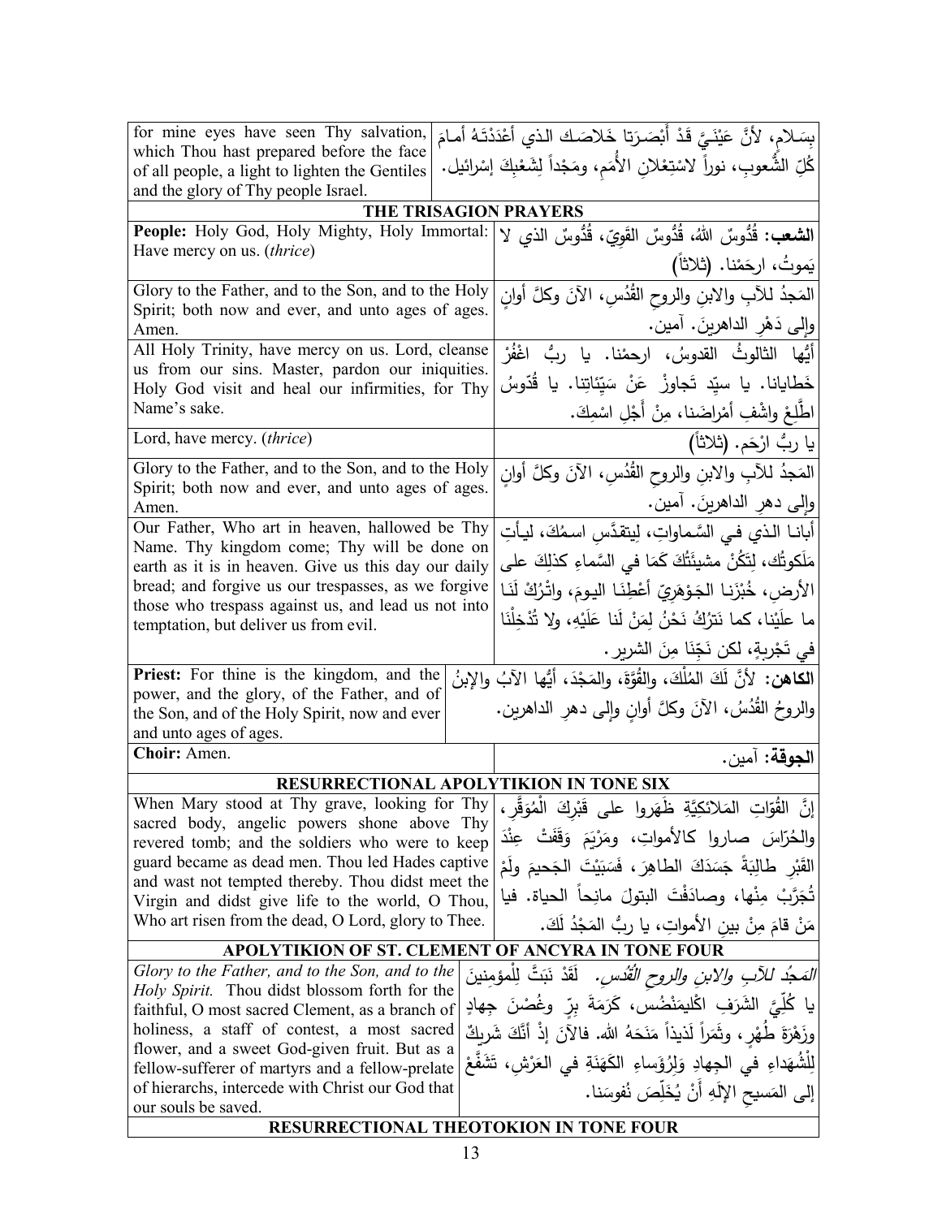| | |
|---|---|
| for mine eyes have seen Thy salvation, which Thou hast prepared before the face of all people, a light to lighten the Gentiles and the glory of Thy people Israel. | بِسَلامٍ، لأنَّ عَيْنَيَّ قَدْ أَبْصَرَتا خَلاصَكَ الذي أَعْدَدْتَهُ أمامَ كُلِّ الشُّعوبِ، نوراً لاسْتِعْلانِ الأُمَمِ، ومَجْداً لِشَعْبِكَ إسْرائيل. |

## THE TRISAGION PRAYERS

| | |
|---|---|
| **People:** Holy God, Holy Mighty, Holy Immortal: Have mercy on us. (*thrice*) | **الشعب:** قُدُّوسٌ اللهُ، قُدُّوسٌ القَوِيّ، قُدُّوسٌ الذي لا يَموتُ، ارحَمْنا. (ثلاثاً) |
| Glory to the Father, and to the Son, and to the Holy Spirit; both now and ever, and unto ages of ages. Amen. | المَجدُ للآبِ والابنِ والروحِ القُدُسِ، الآنَ وكلَّ أوانٍ وإلى دَهْرِ الداهرينَ. آمين. |
| All Holy Trinity, have mercy on us. Lord, cleanse us from our sins. Master, pardon our iniquities. Holy God visit and heal our infirmities, for Thy Name's sake. | أيُّها الثالوثُ القدوسُ، ارحمْنا. يا ربُّ اغْفُرْ خَطايانا. يا سيِّد تَجاوزْ عَنْ سَيِّئاتِنا. يا قُدّوسُ اطَّلِعْ واشْفِ أمْراضَنا، مِنْ أَجْلِ اسْمِكَ. |
| Lord, have mercy. (*thrice*) | يا ربُّ ارْحَم. (ثلاثاً) |
| Glory to the Father, and to the Son, and to the Holy Spirit; both now and ever, and unto ages of ages. Amen. | المَجدُ للآبِ والابنِ والروحِ القُدُسِ، الآنَ وكلَّ أوانٍ وإلى دهرِ الداهرينَ. آمين. |
| Our Father, Who art in heaven, hallowed be Thy Name. Thy kingdom come; Thy will be done on earth as it is in heaven. Give us this day our daily bread; and forgive us our trespasses, as we forgive those who trespass against us, and lead us not into temptation, but deliver us from evil. | أبانا الذي في السَّماواتِ، لِيتقدَّسِ اسمُكَ، ليأتِ مَلَكوتُك، لِتَكُنْ مشيئَتُكَ كَمَا في السَّماءِ كذلِكَ على الأرض، خُبْزَنا الجَوْهَرِيّ أَعْطِنَا اليومَ، واتْرُكْ لَنَا ما علَيْنا، كما نَتْرُكُ نَحْنُ لِمَنْ لَنا عَلَيْهِ، ولا تُدْخِلْنَا في تَجْرِبةٍ، لكن نَجِّنَا مِنَ الشرير. |
| **Priest:** For thine is the kingdom, and the power, and the glory, of the Father, and of the Son, and of the Holy Spirit, now and ever and unto ages of ages. | **الكاهن:** لأنَّ لَكَ المُلْكَ، والقُوَّةَ، والمَجْدَ، أيُّها الآبُ والإبنُ والروحُ القُدُسُ، الآنَ وكلَّ أوانٍ وإلى دهرِ الداهرين. |
| **Choir:** Amen. | **الجوقة:** آمين. |

## RESURRECTIONAL APOLYTIKION IN TONE SIX

| | |
|---|---|
| When Mary stood at Thy grave, looking for Thy sacred body, angelic powers shone above Thy revered tomb; and the soldiers who were to keep guard became as dead men. Thou led Hades captive and wast not tempted thereby. Thou didst meet the Virgin and didst give life to the world, O Thou, Who art risen from the dead, O Lord, glory to Thee. | إنَّ القُوّاتِ المَلائكيَّةِ ظَهَروا على قَبْرِكَ الْمُوَقَّرِ، والحُرّاسَ صاروا كالأمواتِ، ومَرْيَمَ وَقَفَتْ عِنْدَ القَبْرِ طالِبَةً جَسَدَكَ الطاهِرَ، فَسَبَيْتَ الجَحيمَ ولَمْ تُجَرَّبْ مِنْها، وصادَفْتَ البتولَ مانِحاً الحياة. فيا مَنْ قامَ مِنْ بينِ الأمواتِ، يا ربُّ المَجْدُ لَكَ. |

## APOLYTIKION OF ST. CLEMENT OF ANCYRA IN TONE FOUR

| | |
|---|---|
| *Glory to the Father, and to the Son, and to the Holy Spirit.* Thou didst blossom forth for the faithful, O most sacred Clement, as a branch of holiness, a staff of contest, a most sacred flower, and a sweet God-given fruit. But as a fellow-sufferer of martyrs and a fellow-prelate of hierarchs, intercede with Christ our God that our souls be saved. | *المَجدُ للآبِ والابنِ والروحِ القُدُسِ.* لَقَدْ نَبَتَّ لِلْمؤمِنينَ يا كُلِّيَّ الشَرَفِ اكْليمَنْضُس، كَرَمَةَ بِرّ وغُصْنَ جِهادٍ وزَهْرَةَ طُهْرٍ، وثَمَراً لَذيذاً مَنَحَهُ الله. فالآنَ إذْ أنَّكَ شَريكٌ لِلْشُهَداءِ في الجِهادِ وَلِرُؤَساءِ الكَهَنَةِ في العَرْشِ، تَشَفَّعْ إلى المَسيحِ الإلَهِ أنْ يُخَلِّصَ نُفوسَنا. |

## RESURRECTIONAL THEOTOKION IN TONE FOUR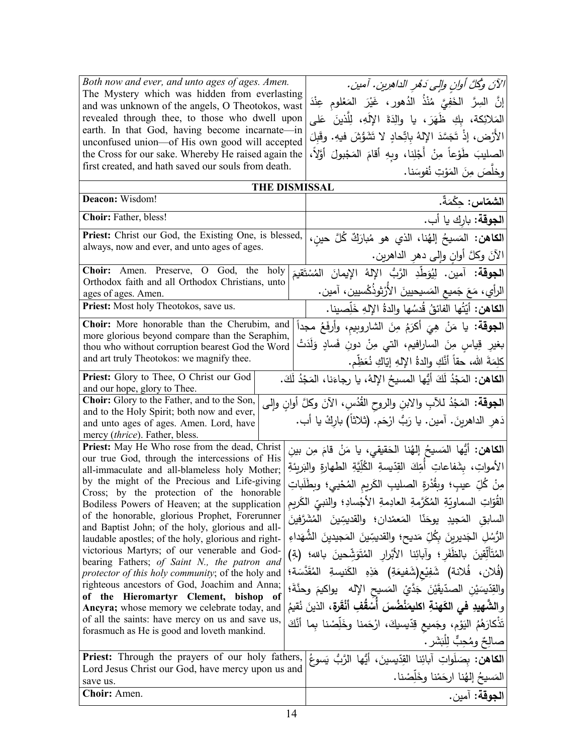| | |
|---|---|
| *Both now and ever, and unto ages of ages. Amen.* The Mystery which was hidden from everlasting and was unknown of the angels, O Theotokos, wast revealed through thee, to those who dwell upon earth. In that God, having become incarnate—in unconfused union—of His own good will accepted the Cross for our sake. Whereby He raised again the first created, and hath saved our souls from death. | *الآنَ وكُلَّ أوانٍ وإلى دَهْرِ الداهِرين. آمين.* إنَّ السِرَّ الخَفِيَّ مُنْذُ الدُهور، غَيْرَ المَعْلومِ عِنْدَ المَلائِكة، بِكِ ظَهَرَ، يا والِدَةَ الإلَهِ، لِلَّذينَ عَلى الأَرْض، إذْ تَجَسَّدَ الإلهُ بِاتِّحادٍ لا تَشَوُّشَ فيهِ. وقَبِلَ الصليبَ طَوْعاً مِنْ أَجْلِنا، وبِهِ أَقامَ المَجْبولَ أوَّلاً، وخلَّصَ مِنَ المَوْتِ نُفوسَنا. |
| **THE DISMISSAL** | |
| **Deacon:** Wisdom! | **الشمّاس:** حِكْمَةٌ. |
| **Choir:** Father, bless! | **الجوقة:** بارِك يا أب. |
| **Priest:** Christ our God, the Existing One, is blessed, always, now and ever, and unto ages of ages. | **الكاهن:** المَسيحُ إلهُنا، الذي هو مُبارَكٌ كُلَّ حينٍ، الآنَ وكلَّ أوانٍ وإلى دهرِ الداهرين. |
| **Choir:** Amen. Preserve, O God, the holy Orthodox faith and all Orthodox Christians, unto ages of ages. Amen. | **الجوقة:** آمين. لِيُوَطِّدِ الرَّبُّ الإلهُ الإيمانَ المُسْتَقيمَ الرأيِ، مَعَ جَميعِ المَسيحيينَ الأُرْثوذُكْسيين، آمين. |
| **Priest:** Most holy Theotokos, save us. | **الكاهن:** أيّتُها الفائقُ قُدسُها والدةُ الإلهِ خَلِّصينا. |
| **Choir:** More honorable than the Cherubim, and more glorious beyond compare than the Seraphim, thou who without corruption bearest God the Word and art truly Theotokos: we magnify thee. | **الجوقة:** يا مَنْ هِيَ أكرَمُ مِنَ الشاروبيمِ، وأرفَعُ مجداً بغيرِ قِياسٍ مِنَ السارافيمِ، التي مِنْ دونِ فَسادٍ وَلَدَتْ كلِمَةَ الله، حقاً أنَّكِ والدةُ الإلهِ إيّاكِ نُعَظِّم. |
| **Priest:** Glory to Thee, O Christ our God and our hope, glory to Thee. | **الكاهن:** المَجْدُ لَكَ أيُّها المسيحُ الإلهُ، يا رجاءَنا، المَجْدُ لَكَ. |
| **Choir:** Glory to the Father, and to the Son, and to the Holy Spirit; both now and ever, and unto ages of ages. Amen. Lord, have mercy (*thrice*). Father, bless. | **الجوقة:** المَجْدُ للآبِ والابنِ والروحِ القُدُسِ، الآنَ وكلَّ أوانٍ وإلى دَهرِ الداهرينَ. آمين. يا رَبُّ ارْحَم. (ثلاثاً) بارِكْ يا أب. |
| **Priest:** May He Who rose from the dead, Christ our true God, through the intercessions of His all-immaculate and all-blameless holy Mother; by the might of the Precious and Life-giving Cross; by the protection of the honorable Bodiless Powers of Heaven; at the supplication of the honorable, glorious Prophet, Forerunner and Baptist John; of the holy, glorious and all-laudable apostles; of the holy, glorious and right-victorious Martyrs; of our venerable and God-bearing Fathers; *of Saint N., the patron and protector of this holy community*; of the holy and righteous ancestors of God, Joachim and Anna; **of the Hieromartyr Clement, bishop of Ancyra;** whose memory we celebrate today, and of all the saints: have mercy on us and save us, forasmuch as He is good and loveth mankind. | **الكاهن:** أيُّها المَسيحُ إلهُنا الحَقيقي، يا مَنْ قامَ مِن بينِ الأمواتِ، بِشَفاعاتِ أُمِّكَ القِدّيسةِ الكُلِّيَّةِ الطهارةِ والبَريئةِ مِنْ كُلِّ عيبٍ؛ وبِقُدْرَةِ الصليبِ الكَريمِ المُحْيي؛ وبِطَلَباتِ القُوّاتِ السماويّةِ المُكَرَّمةِ العادِمةِ الأجْسادِ؛ والنبيّ الكَريمِ السابِقِ المَجيدِ يوحَنّا المَعمْدان؛ والقديسِّينَ المُشَرَّفينَ الرُّسُلِ الجَديرينَ بِكُلِّ مَديحٍ؛ والقديسِّينَ المَجيدينَ الشُّهَداءِ المُتَأَلِّقينَ بالظَفَرِ؛ وآبائِنا الأبْرارِ المُتَوَشِّحينَ بالله؛ (وَ) (فُلان، فُلانة) شَفِيْع(شَفيعَةِ) هَذِهِ الكَنيسةِ المُقَدَّسَة؛ والقِدّيسَيْنِ الصدّيقَيْنَ جَدَّيْ المَسيحِ الإله يواكيمَ وحنَّةَ؛ **والشَّهيدِ في الكَهنةِ اكليمَنْضُسَ أُسْقُفِ أنْقَرة،** الذينَ نُقيمُ تَذْكارَهُمُ اليَوْم، وجَميعِ قِدّيسيكَ، ارْحَمنا وخَلِّصْنا بما أنَّكَ صالِحٌ ومُحِبٌّ لِلْبَشَر. |
| **Priest:** Through the prayers of our holy fathers, Lord Jesus Christ our God, have mercy upon us and save us. | **الكاهن:** بِصَلَواتِ آبائِنا القِدّيسينَ، أيُّها الرَّبُّ يَسوعُ المَسيحُ إلهُنا ارحَمْنا وخَلِّصْنا. |
| **Choir:** Amen. | **الجوقة:** آمين. |